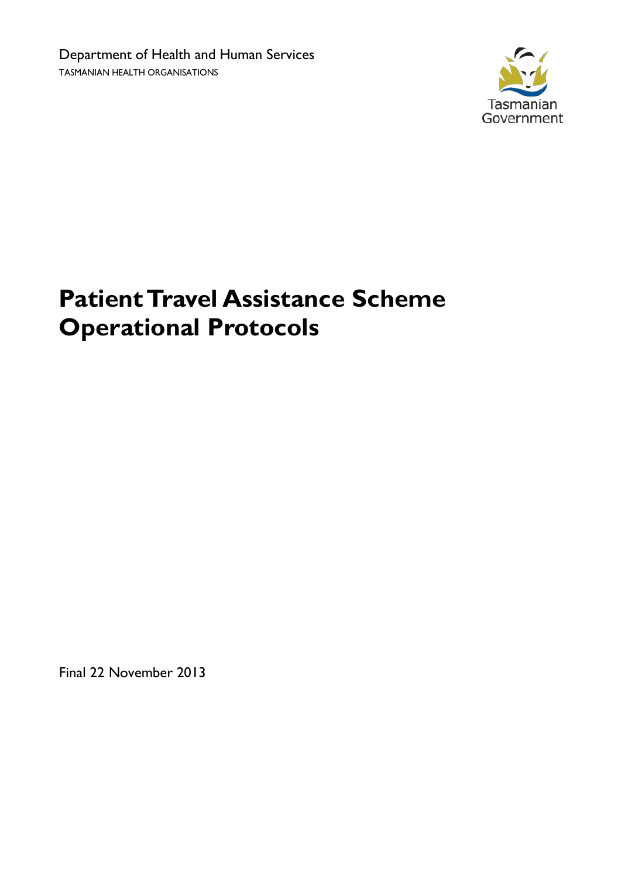Department of Health and Human Services

TASMANIAN HEALTH ORGANISATIONS

Tasmanian Government

# Patient Travel Assistance Scheme Operational Protocols

Final 22 November 2013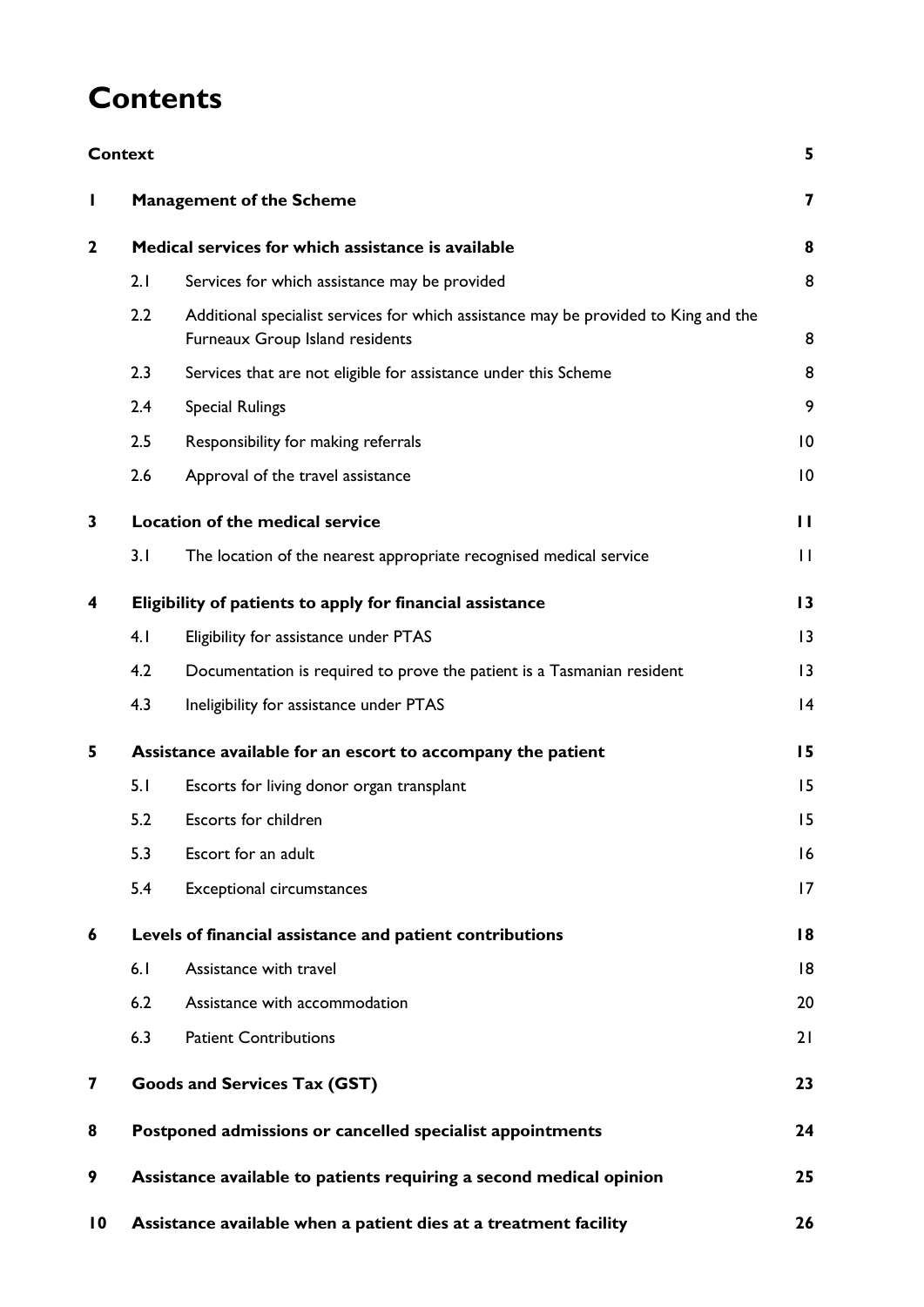# Contents

| | | | |
|---|---|---|---|
| **Context** | | | **5** |
| **1** | **Management of the Scheme** | | **7** |
| **2** | **Medical services for which assistance is available** | | **8** |
| | 2.1 | Services for which assistance may be provided | 8 |
| | 2.2 | Additional specialist services for which assistance may be provided to King and the Furneaux Group Island residents | 8 |
| | 2.3 | Services that are not eligible for assistance under this Scheme | 8 |
| | 2.4 | Special Rulings | 9 |
| | 2.5 | Responsibility for making referrals | 10 |
| | 2.6 | Approval of the travel assistance | 10 |
| **3** | **Location of the medical service** | | **11** |
| | 3.1 | The location of the nearest appropriate recognised medical service | 11 |
| **4** | **Eligibility of patients to apply for financial assistance** | | **13** |
| | 4.1 | Eligibility for assistance under PTAS | 13 |
| | 4.2 | Documentation is required to prove the patient is a Tasmanian resident | 13 |
| | 4.3 | Ineligibility for assistance under PTAS | 14 |
| **5** | **Assistance available for an escort to accompany the patient** | | **15** |
| | 5.1 | Escorts for living donor organ transplant | 15 |
| | 5.2 | Escorts for children | 15 |
| | 5.3 | Escort for an adult | 16 |
| | 5.4 | Exceptional circumstances | 17 |
| **6** | **Levels of financial assistance and patient contributions** | | **18** |
| | 6.1 | Assistance with travel | 18 |
| | 6.2 | Assistance with accommodation | 20 |
| | 6.3 | Patient Contributions | 21 |
| **7** | **Goods and Services Tax (GST)** | | **23** |
| **8** | **Postponed admissions or cancelled specialist appointments** | | **24** |
| **9** | **Assistance available to patients requiring a second medical opinion** | | **25** |
| **10** | **Assistance available when a patient dies at a treatment facility** | | **26** |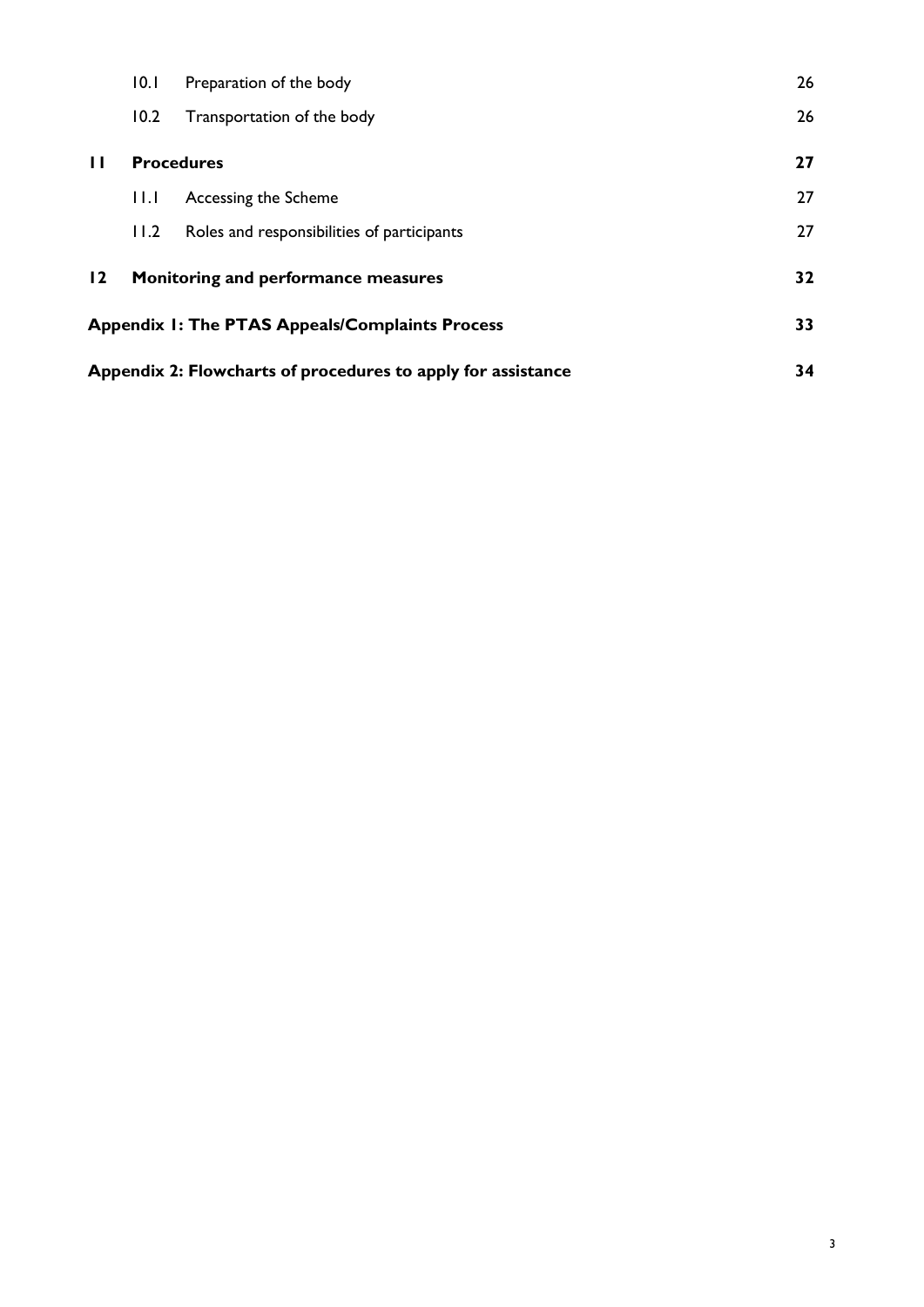| | | | |
|---|---|---|---|
| | 10.1 | Preparation of the body | 26 |
| | 10.2 | Transportation of the body | 26 |
| **11** | **Procedures** | | **27** |
| | 11.1 | Accessing the Scheme | 27 |
| | 11.2 | Roles and responsibilities of participants | 27 |
| **12** | **Monitoring and performance measures** | | **32** |
| **Appendix 1: The PTAS Appeals/Complaints Process** | | | **33** |
| **Appendix 2: Flowcharts of procedures to apply for assistance** | | | **34** |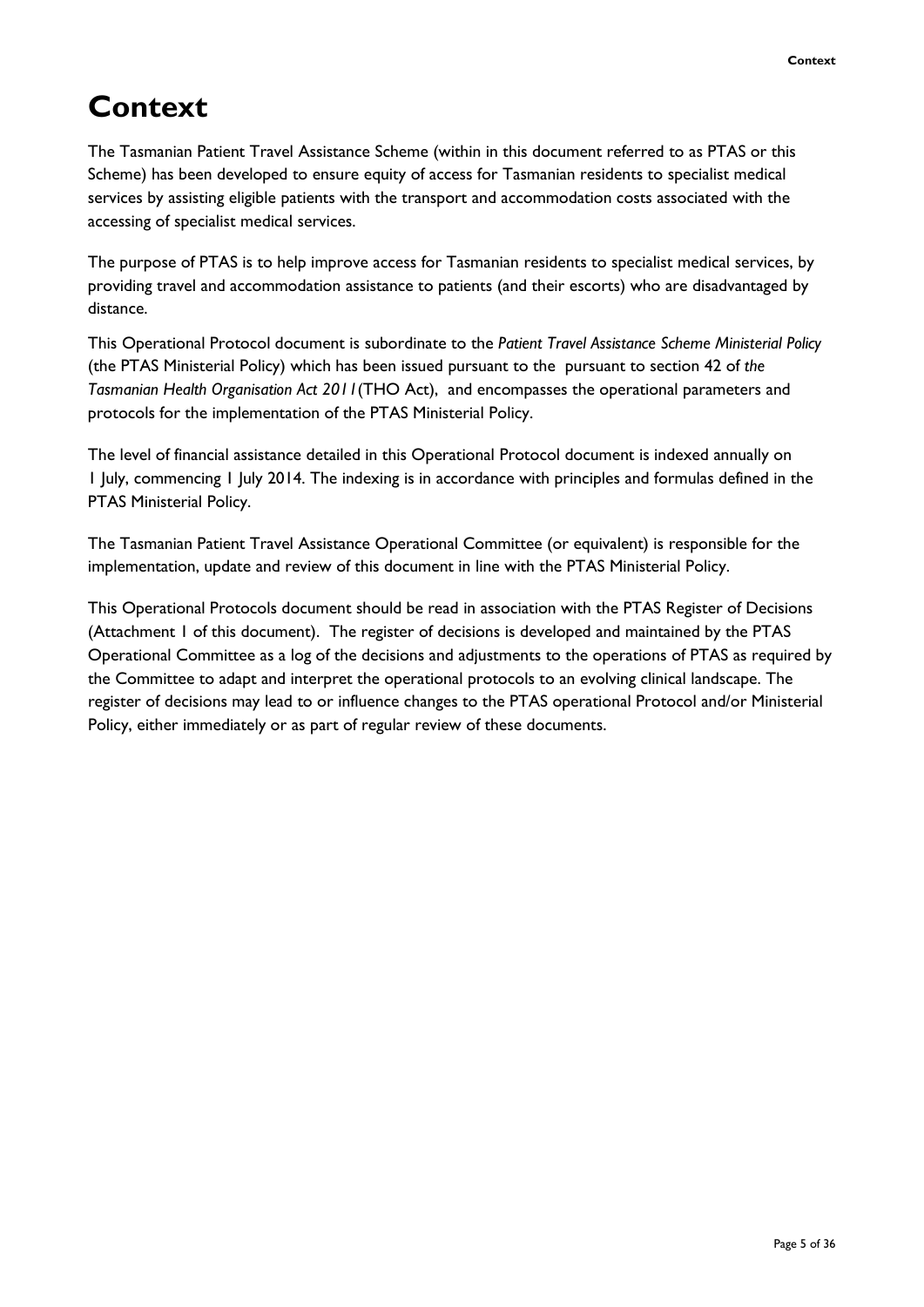# Context

The Tasmanian Patient Travel Assistance Scheme (within in this document referred to as PTAS or this Scheme) has been developed to ensure equity of access for Tasmanian residents to specialist medical services by assisting eligible patients with the transport and accommodation costs associated with the accessing of specialist medical services.

The purpose of PTAS is to help improve access for Tasmanian residents to specialist medical services, by providing travel and accommodation assistance to patients (and their escorts) who are disadvantaged by distance.

This Operational Protocol document is subordinate to the *Patient Travel Assistance Scheme Ministerial Policy* (the PTAS Ministerial Policy) which has been issued pursuant to the pursuant to section 42 of *the Tasmanian Health Organisation Act 2011*(THO Act), and encompasses the operational parameters and protocols for the implementation of the PTAS Ministerial Policy.

The level of financial assistance detailed in this Operational Protocol document is indexed annually on 1 July, commencing 1 July 2014. The indexing is in accordance with principles and formulas defined in the PTAS Ministerial Policy.

The Tasmanian Patient Travel Assistance Operational Committee (or equivalent) is responsible for the implementation, update and review of this document in line with the PTAS Ministerial Policy.

This Operational Protocols document should be read in association with the PTAS Register of Decisions (Attachment 1 of this document). The register of decisions is developed and maintained by the PTAS Operational Committee as a log of the decisions and adjustments to the operations of PTAS as required by the Committee to adapt and interpret the operational protocols to an evolving clinical landscape. The register of decisions may lead to or influence changes to the PTAS operational Protocol and/or Ministerial Policy, either immediately or as part of regular review of these documents.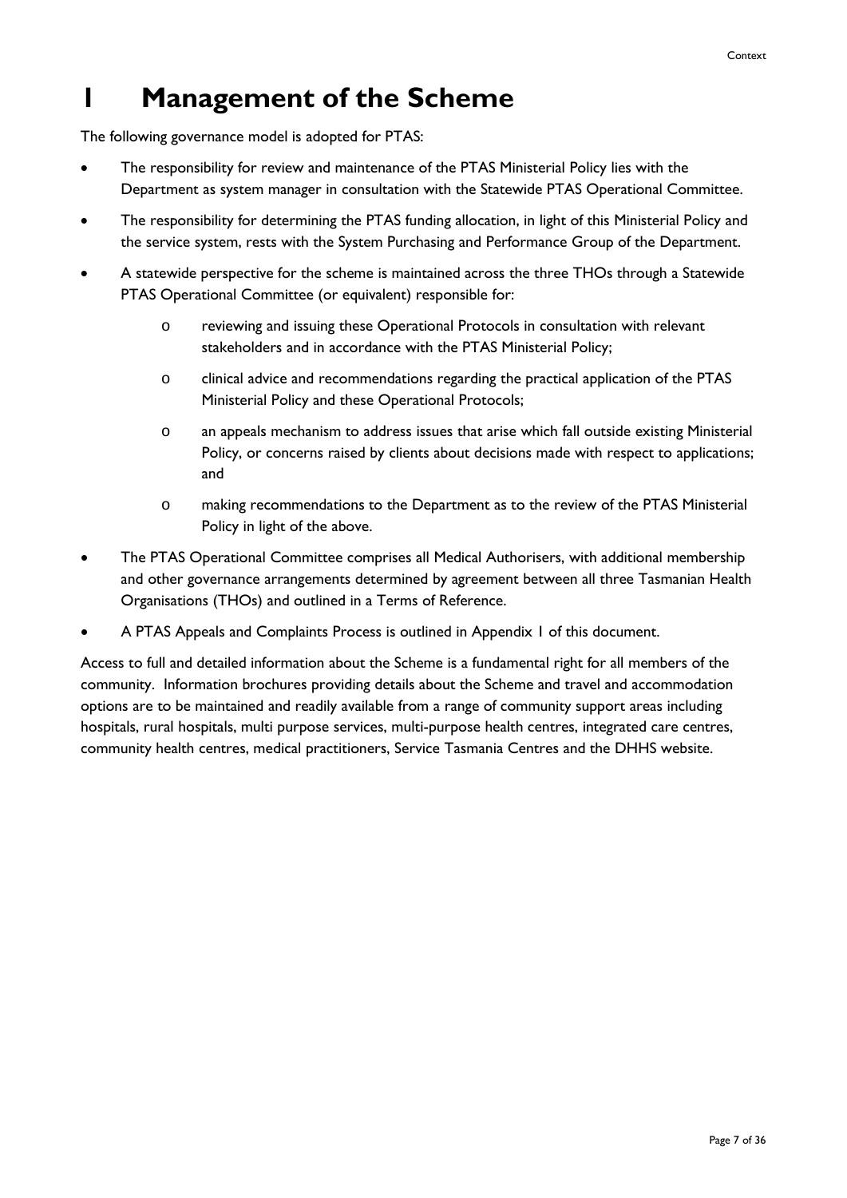# 1 Management of the Scheme

The following governance model is adopted for PTAS:

- The responsibility for review and maintenance of the PTAS Ministerial Policy lies with the Department as system manager in consultation with the Statewide PTAS Operational Committee.
- The responsibility for determining the PTAS funding allocation, in light of this Ministerial Policy and the service system, rests with the System Purchasing and Performance Group of the Department.
- A statewide perspective for the scheme is maintained across the three THOs through a Statewide PTAS Operational Committee (or equivalent) responsible for:
  - reviewing and issuing these Operational Protocols in consultation with relevant stakeholders and in accordance with the PTAS Ministerial Policy;
  - clinical advice and recommendations regarding the practical application of the PTAS Ministerial Policy and these Operational Protocols;
  - an appeals mechanism to address issues that arise which fall outside existing Ministerial Policy, or concerns raised by clients about decisions made with respect to applications; and
  - making recommendations to the Department as to the review of the PTAS Ministerial Policy in light of the above.
- The PTAS Operational Committee comprises all Medical Authorisers, with additional membership and other governance arrangements determined by agreement between all three Tasmanian Health Organisations (THOs) and outlined in a Terms of Reference.
- A PTAS Appeals and Complaints Process is outlined in Appendix 1 of this document.

Access to full and detailed information about the Scheme is a fundamental right for all members of the community. Information brochures providing details about the Scheme and travel and accommodation options are to be maintained and readily available from a range of community support areas including hospitals, rural hospitals, multi purpose services, multi-purpose health centres, integrated care centres, community health centres, medical practitioners, Service Tasmania Centres and the DHHS website.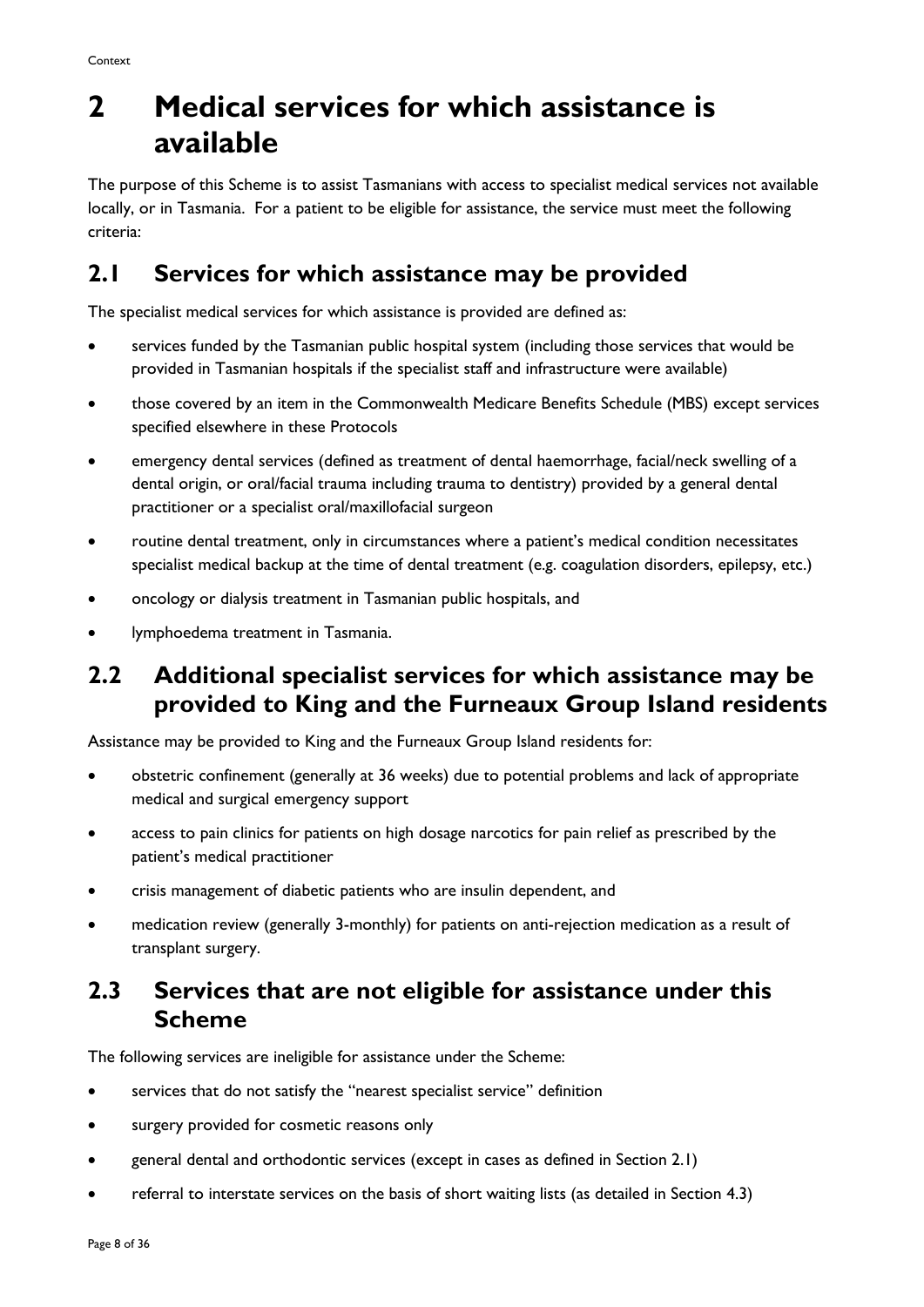# 2 Medical services for which assistance is available

The purpose of this Scheme is to assist Tasmanians with access to specialist medical services not available locally, or in Tasmania. For a patient to be eligible for assistance, the service must meet the following criteria:

## 2.1 Services for which assistance may be provided

The specialist medical services for which assistance is provided are defined as:

- services funded by the Tasmanian public hospital system (including those services that would be provided in Tasmanian hospitals if the specialist staff and infrastructure were available)
- those covered by an item in the Commonwealth Medicare Benefits Schedule (MBS) except services specified elsewhere in these Protocols
- emergency dental services (defined as treatment of dental haemorrhage, facial/neck swelling of a dental origin, or oral/facial trauma including trauma to dentistry) provided by a general dental practitioner or a specialist oral/maxillofacial surgeon
- routine dental treatment, only in circumstances where a patient's medical condition necessitates specialist medical backup at the time of dental treatment (e.g. coagulation disorders, epilepsy, etc.)
- oncology or dialysis treatment in Tasmanian public hospitals, and
- lymphoedema treatment in Tasmania.

## 2.2 Additional specialist services for which assistance may be provided to King and the Furneaux Group Island residents

Assistance may be provided to King and the Furneaux Group Island residents for:

- obstetric confinement (generally at 36 weeks) due to potential problems and lack of appropriate medical and surgical emergency support
- access to pain clinics for patients on high dosage narcotics for pain relief as prescribed by the patient's medical practitioner
- crisis management of diabetic patients who are insulin dependent, and
- medication review (generally 3-monthly) for patients on anti-rejection medication as a result of transplant surgery.

## 2.3 Services that are not eligible for assistance under this Scheme

The following services are ineligible for assistance under the Scheme:

- services that do not satisfy the "nearest specialist service" definition
- surgery provided for cosmetic reasons only
- general dental and orthodontic services (except in cases as defined in Section 2.1)
- referral to interstate services on the basis of short waiting lists (as detailed in Section 4.3)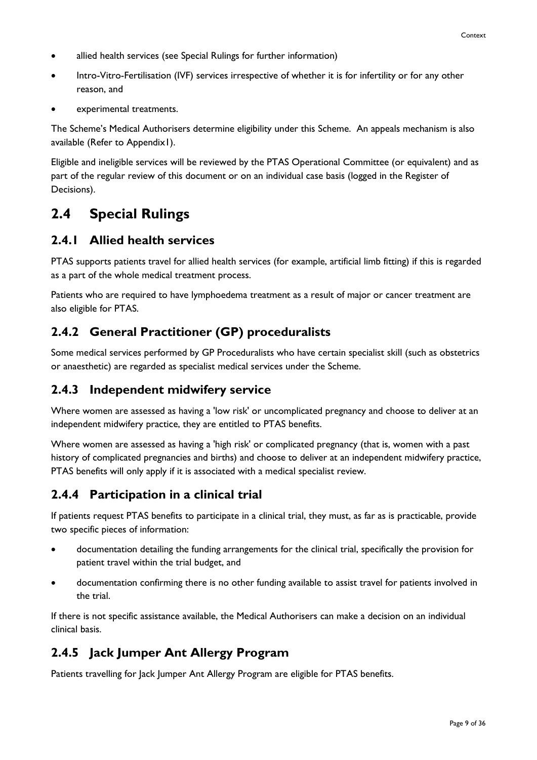- allied health services (see Special Rulings for further information)
- Intro-Vitro-Fertilisation (IVF) services irrespective of whether it is for infertility or for any other reason, and
- experimental treatments.

The Scheme's Medical Authorisers determine eligibility under this Scheme. An appeals mechanism is also available (Refer to Appendix1).

Eligible and ineligible services will be reviewed by the PTAS Operational Committee (or equivalent) and as part of the regular review of this document or on an individual case basis (logged in the Register of Decisions).

## 2.4 Special Rulings

### 2.4.1 Allied health services

PTAS supports patients travel for allied health services (for example, artificial limb fitting) if this is regarded as a part of the whole medical treatment process.

Patients who are required to have lymphoedema treatment as a result of major or cancer treatment are also eligible for PTAS.

### 2.4.2 General Practitioner (GP) proceduralists

Some medical services performed by GP Proceduralists who have certain specialist skill (such as obstetrics or anaesthetic) are regarded as specialist medical services under the Scheme.

### 2.4.3 Independent midwifery service

Where women are assessed as having a 'low risk' or uncomplicated pregnancy and choose to deliver at an independent midwifery practice, they are entitled to PTAS benefits.

Where women are assessed as having a 'high risk' or complicated pregnancy (that is, women with a past history of complicated pregnancies and births) and choose to deliver at an independent midwifery practice, PTAS benefits will only apply if it is associated with a medical specialist review.

### 2.4.4 Participation in a clinical trial

If patients request PTAS benefits to participate in a clinical trial, they must, as far as is practicable, provide two specific pieces of information:

- documentation detailing the funding arrangements for the clinical trial, specifically the provision for patient travel within the trial budget, and
- documentation confirming there is no other funding available to assist travel for patients involved in the trial.

If there is not specific assistance available, the Medical Authorisers can make a decision on an individual clinical basis.

### 2.4.5 Jack Jumper Ant Allergy Program

Patients travelling for Jack Jumper Ant Allergy Program are eligible for PTAS benefits.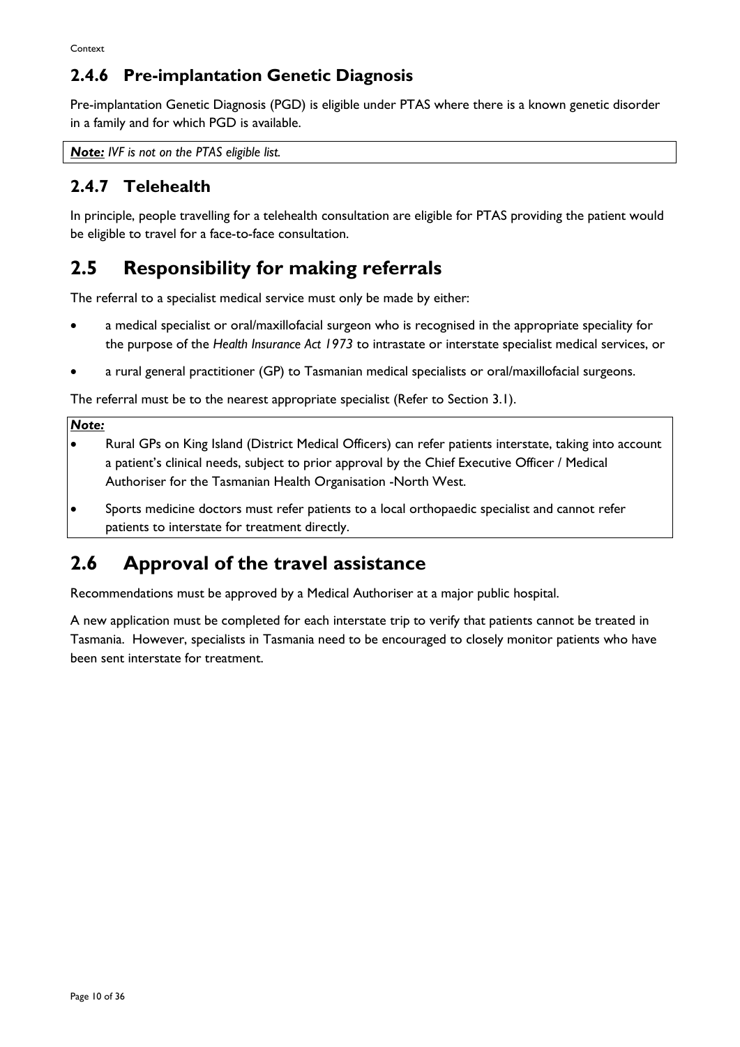### 2.4.6 Pre-implantation Genetic Diagnosis

Pre-implantation Genetic Diagnosis (PGD) is eligible under PTAS where there is a known genetic disorder in a family and for which PGD is available.

***Note:*** *IVF is not on the PTAS eligible list.*

### 2.4.7 Telehealth

In principle, people travelling for a telehealth consultation are eligible for PTAS providing the patient would be eligible to travel for a face-to-face consultation.

## 2.5 Responsibility for making referrals

The referral to a specialist medical service must only be made by either:

- a medical specialist or oral/maxillofacial surgeon who is recognised in the appropriate speciality for the purpose of the *Health Insurance Act 1973* to intrastate or interstate specialist medical services, or
- a rural general practitioner (GP) to Tasmanian medical specialists or oral/maxillofacial surgeons.

The referral must be to the nearest appropriate specialist (Refer to Section 3.1).

***Note:***

- Rural GPs on King Island (District Medical Officers) can refer patients interstate, taking into account a patient's clinical needs, subject to prior approval by the Chief Executive Officer / Medical Authoriser for the Tasmanian Health Organisation -North West.
- Sports medicine doctors must refer patients to a local orthopaedic specialist and cannot refer patients to interstate for treatment directly.

## 2.6 Approval of the travel assistance

Recommendations must be approved by a Medical Authoriser at a major public hospital.

A new application must be completed for each interstate trip to verify that patients cannot be treated in Tasmania. However, specialists in Tasmania need to be encouraged to closely monitor patients who have been sent interstate for treatment.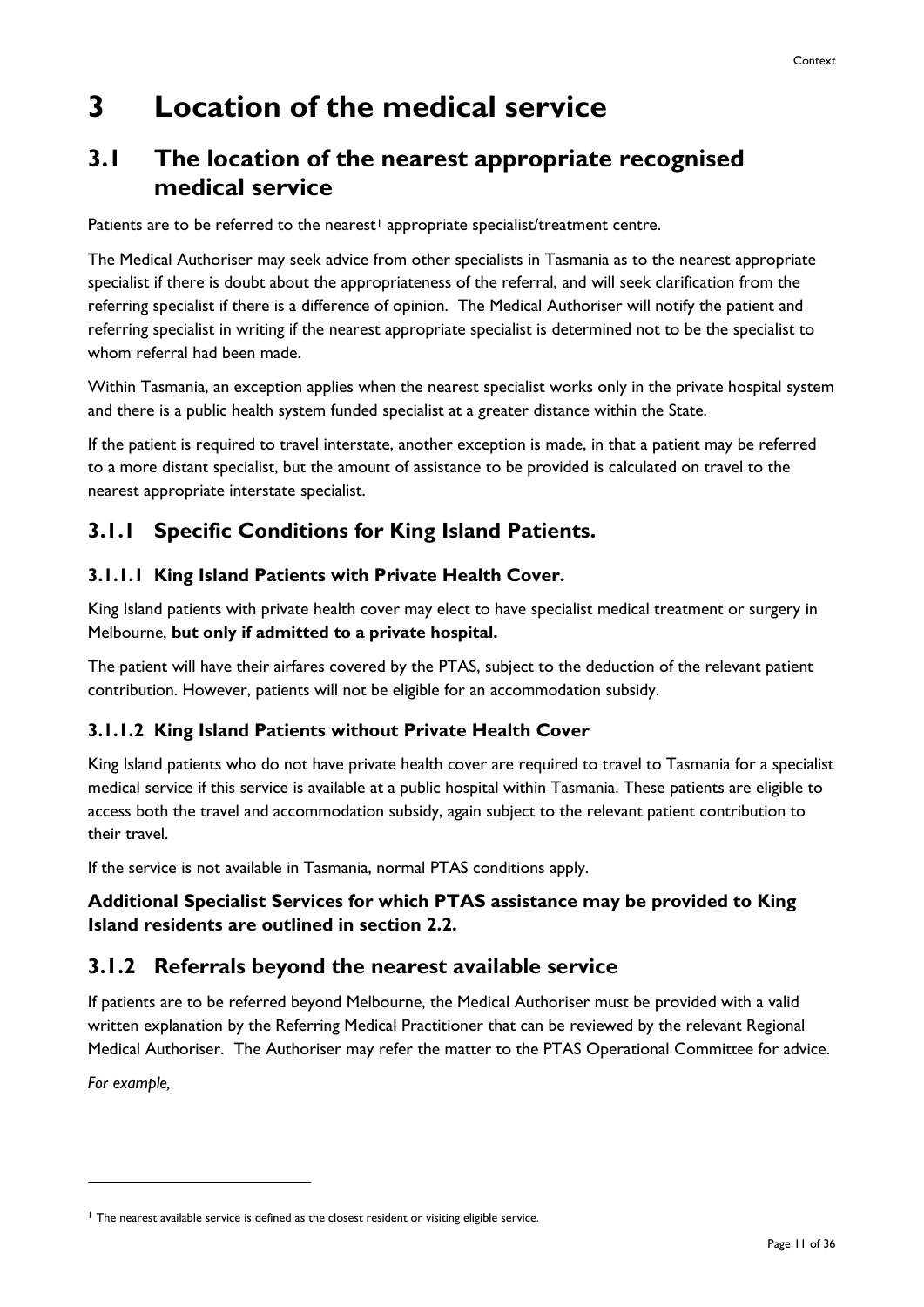# 3 Location of the medical service

## 3.1 The location of the nearest appropriate recognised medical service

Patients are to be referred to the nearest[1] appropriate specialist/treatment centre.

The Medical Authoriser may seek advice from other specialists in Tasmania as to the nearest appropriate specialist if there is doubt about the appropriateness of the referral, and will seek clarification from the referring specialist if there is a difference of opinion. The Medical Authoriser will notify the patient and referring specialist in writing if the nearest appropriate specialist is determined not to be the specialist to whom referral had been made.

Within Tasmania, an exception applies when the nearest specialist works only in the private hospital system and there is a public health system funded specialist at a greater distance within the State.

If the patient is required to travel interstate, another exception is made, in that a patient may be referred to a more distant specialist, but the amount of assistance to be provided is calculated on travel to the nearest appropriate interstate specialist.

### 3.1.1 Specific Conditions for King Island Patients.

#### 3.1.1.1 King Island Patients with Private Health Cover.

King Island patients with private health cover may elect to have specialist medical treatment or surgery in Melbourne, **but only if <u>admitted to a private hospital</u>.**

The patient will have their airfares covered by the PTAS, subject to the deduction of the relevant patient contribution. However, patients will not be eligible for an accommodation subsidy.

#### 3.1.1.2 King Island Patients without Private Health Cover

King Island patients who do not have private health cover are required to travel to Tasmania for a specialist medical service if this service is available at a public hospital within Tasmania. These patients are eligible to access both the travel and accommodation subsidy, again subject to the relevant patient contribution to their travel.

If the service is not available in Tasmania, normal PTAS conditions apply.

**Additional Specialist Services for which PTAS assistance may be provided to King Island residents are outlined in section 2.2.**

### 3.1.2 Referrals beyond the nearest available service

If patients are to be referred beyond Melbourne, the Medical Authoriser must be provided with a valid written explanation by the Referring Medical Practitioner that can be reviewed by the relevant Regional Medical Authoriser. The Authoriser may refer the matter to the PTAS Operational Committee for advice.

*For example,*

---

[1] The nearest available service is defined as the closest resident or visiting eligible service.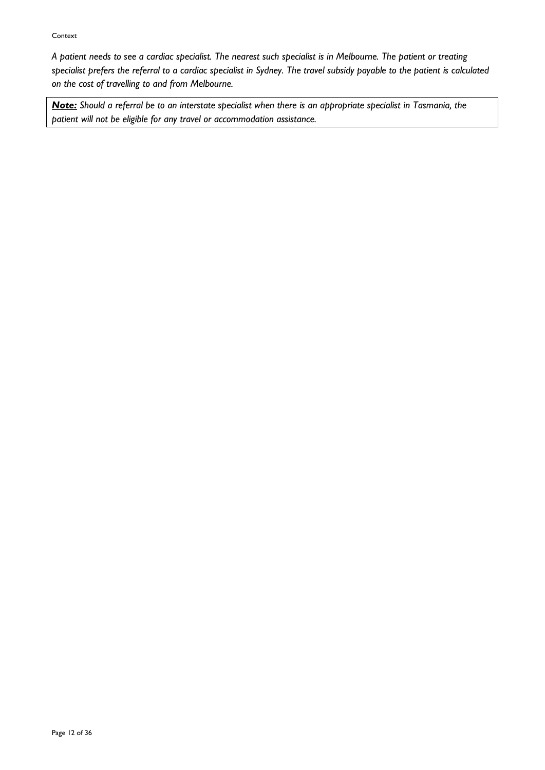Context

*A patient needs to see a cardiac specialist. The nearest such specialist is in Melbourne. The patient or treating specialist prefers the referral to a cardiac specialist in Sydney. The travel subsidy payable to the patient is calculated on the cost of travelling to and from Melbourne.*

| ***Note:*** *Should a referral be to an interstate specialist when there is an appropriate specialist in Tasmania, the patient will not be eligible for any travel or accommodation assistance.* |
|---|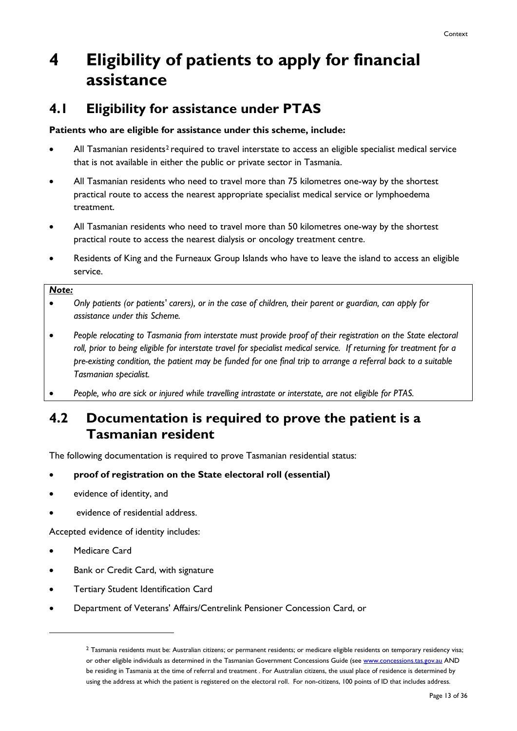# 4 Eligibility of patients to apply for financial assistance

## 4.1 Eligibility for assistance under PTAS

**Patients who are eligible for assistance under this scheme, include:**

- All Tasmanian residents[2] required to travel interstate to access an eligible specialist medical service that is not available in either the public or private sector in Tasmania.
- All Tasmanian residents who need to travel more than 75 kilometres one-way by the shortest practical route to access the nearest appropriate specialist medical service or lymphoedema treatment.
- All Tasmanian residents who need to travel more than 50 kilometres one-way by the shortest practical route to access the nearest dialysis or oncology treatment centre.
- Residents of King and the Furneaux Group Islands who have to leave the island to access an eligible service.

***Note:***

- *Only patients (or patients' carers), or in the case of children, their parent or guardian, can apply for assistance under this Scheme.*
- *People relocating to Tasmania from interstate must provide proof of their registration on the State electoral roll, prior to being eligible for interstate travel for specialist medical service. If returning for treatment for a pre-existing condition, the patient may be funded for one final trip to arrange a referral back to a suitable Tasmanian specialist.*
- *People, who are sick or injured while travelling intrastate or interstate, are not eligible for PTAS.*

## 4.2 Documentation is required to prove the patient is a Tasmanian resident

The following documentation is required to prove Tasmanian residential status:

- **proof of registration on the State electoral roll (essential)**
- evidence of identity, and
- evidence of residential address.

Accepted evidence of identity includes:

- Medicare Card
- Bank or Credit Card, with signature
- Tertiary Student Identification Card
- Department of Veterans' Affairs/Centrelink Pensioner Concession Card, or

---

[2] Tasmania residents must be: Australian citizens; or permanent residents; or medicare eligible residents on temporary residency visa; or other eligible individuals as determined in the Tasmanian Government Concessions Guide (see www.concessions.tas.gov.au AND be residing in Tasmania at the time of referral and treatment . For Australian citizens, the usual place of residence is determined by using the address at which the patient is registered on the electoral roll. For non-citizens, 100 points of ID that includes address.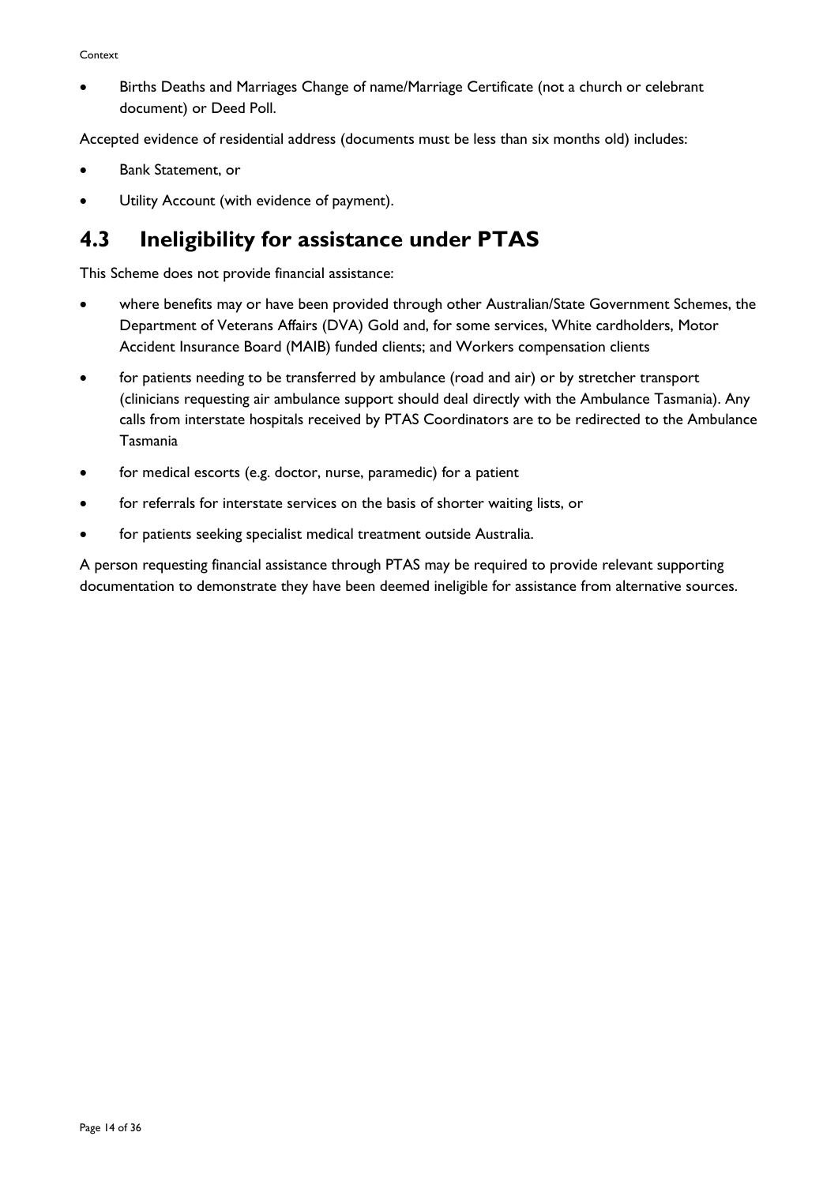- Births Deaths and Marriages Change of name/Marriage Certificate (not a church or celebrant document) or Deed Poll.

Accepted evidence of residential address (documents must be less than six months old) includes:

- Bank Statement, or
- Utility Account (with evidence of payment).

## 4.3 Ineligibility for assistance under PTAS

This Scheme does not provide financial assistance:

- where benefits may or have been provided through other Australian/State Government Schemes, the Department of Veterans Affairs (DVA) Gold and, for some services, White cardholders, Motor Accident Insurance Board (MAIB) funded clients; and Workers compensation clients
- for patients needing to be transferred by ambulance (road and air) or by stretcher transport (clinicians requesting air ambulance support should deal directly with the Ambulance Tasmania). Any calls from interstate hospitals received by PTAS Coordinators are to be redirected to the Ambulance Tasmania
- for medical escorts (e.g. doctor, nurse, paramedic) for a patient
- for referrals for interstate services on the basis of shorter waiting lists, or
- for patients seeking specialist medical treatment outside Australia.

A person requesting financial assistance through PTAS may be required to provide relevant supporting documentation to demonstrate they have been deemed ineligible for assistance from alternative sources.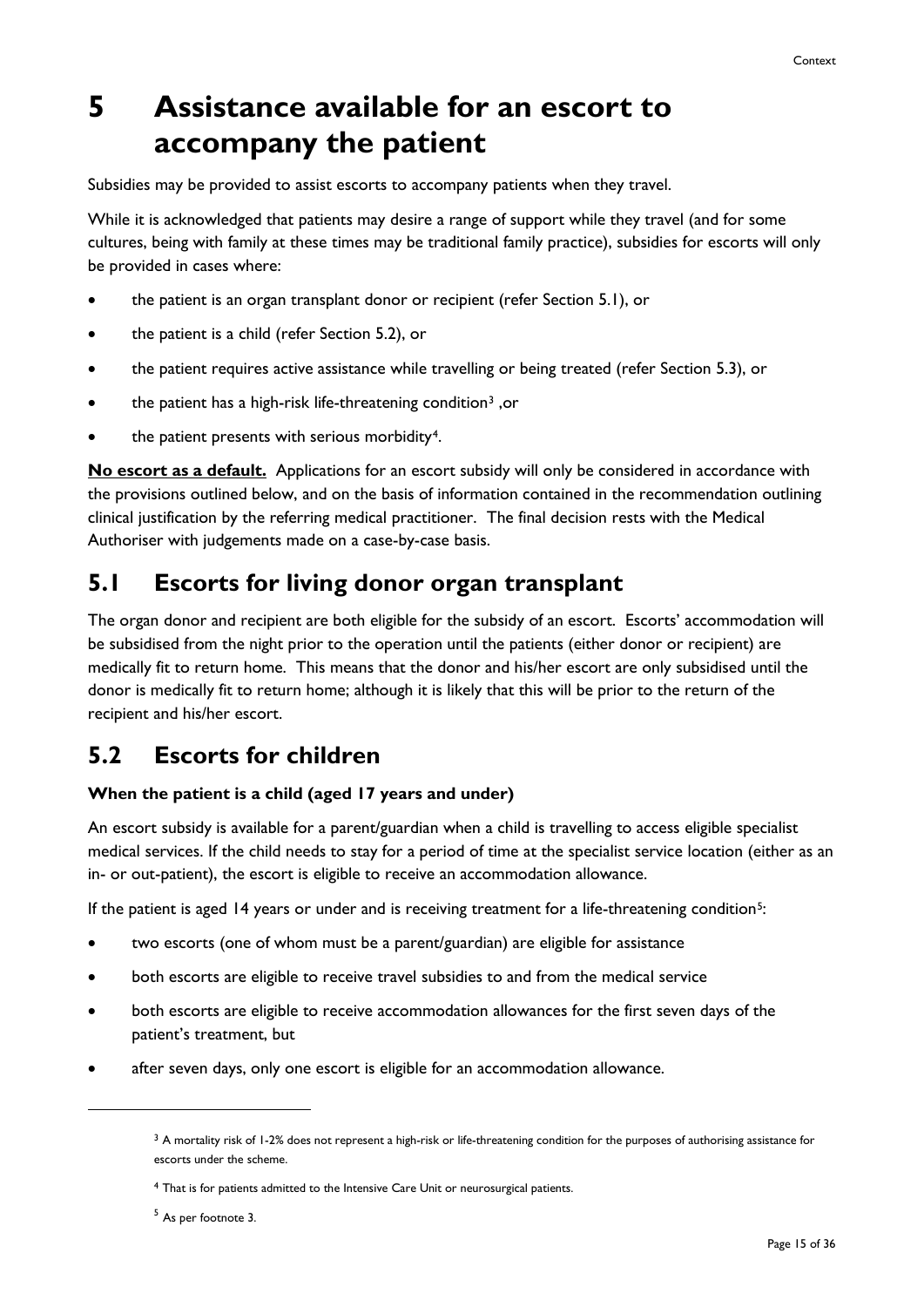# 5 Assistance available for an escort to accompany the patient

Subsidies may be provided to assist escorts to accompany patients when they travel.

While it is acknowledged that patients may desire a range of support while they travel (and for some cultures, being with family at these times may be traditional family practice), subsidies for escorts will only be provided in cases where:

- the patient is an organ transplant donor or recipient (refer Section 5.1), or
- the patient is a child (refer Section 5.2), or
- the patient requires active assistance while travelling or being treated (refer Section 5.3), or
- the patient has a high-risk life-threatening condition[3] ,or
- the patient presents with serious morbidity[4].

**No escort as a default.** Applications for an escort subsidy will only be considered in accordance with the provisions outlined below, and on the basis of information contained in the recommendation outlining clinical justification by the referring medical practitioner. The final decision rests with the Medical Authoriser with judgements made on a case-by-case basis.

## 5.1 Escorts for living donor organ transplant

The organ donor and recipient are both eligible for the subsidy of an escort. Escorts' accommodation will be subsidised from the night prior to the operation until the patients (either donor or recipient) are medically fit to return home. This means that the donor and his/her escort are only subsidised until the donor is medically fit to return home; although it is likely that this will be prior to the return of the recipient and his/her escort.

## 5.2 Escorts for children

**When the patient is a child (aged 17 years and under)**

An escort subsidy is available for a parent/guardian when a child is travelling to access eligible specialist medical services. If the child needs to stay for a period of time at the specialist service location (either as an in- or out-patient), the escort is eligible to receive an accommodation allowance.

If the patient is aged 14 years or under and is receiving treatment for a life-threatening condition[5]:

- two escorts (one of whom must be a parent/guardian) are eligible for assistance
- both escorts are eligible to receive travel subsidies to and from the medical service
- both escorts are eligible to receive accommodation allowances for the first seven days of the patient's treatment, but
- after seven days, only one escort is eligible for an accommodation allowance.

---

[3] A mortality risk of 1-2% does not represent a high-risk or life-threatening condition for the purposes of authorising assistance for escorts under the scheme.

[4] That is for patients admitted to the Intensive Care Unit or neurosurgical patients.

[5] As per footnote 3.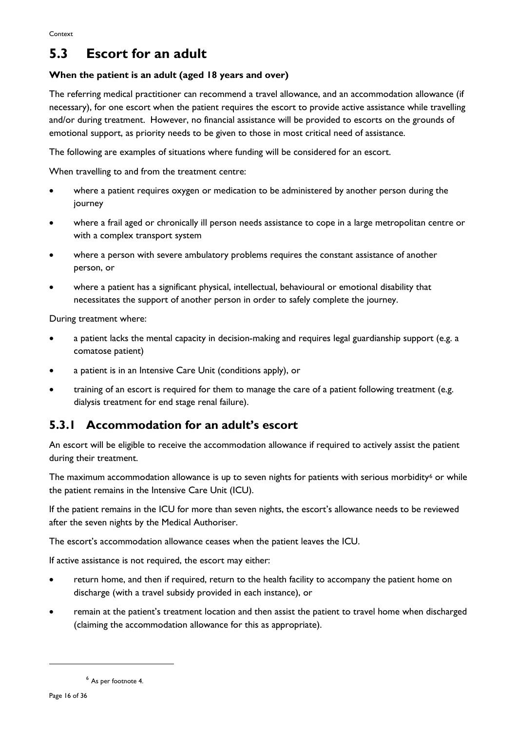## 5.3 Escort for an adult

**When the patient is an adult (aged 18 years and over)**

The referring medical practitioner can recommend a travel allowance, and an accommodation allowance (if necessary), for one escort when the patient requires the escort to provide active assistance while travelling and/or during treatment. However, no financial assistance will be provided to escorts on the grounds of emotional support, as priority needs to be given to those in most critical need of assistance.

The following are examples of situations where funding will be considered for an escort.

When travelling to and from the treatment centre:

- where a patient requires oxygen or medication to be administered by another person during the journey
- where a frail aged or chronically ill person needs assistance to cope in a large metropolitan centre or with a complex transport system
- where a person with severe ambulatory problems requires the constant assistance of another person, or
- where a patient has a significant physical, intellectual, behavioural or emotional disability that necessitates the support of another person in order to safely complete the journey.

During treatment where:

- a patient lacks the mental capacity in decision-making and requires legal guardianship support (e.g. a comatose patient)
- a patient is in an Intensive Care Unit (conditions apply), or
- training of an escort is required for them to manage the care of a patient following treatment (e.g. dialysis treatment for end stage renal failure).

### 5.3.1 Accommodation for an adult's escort

An escort will be eligible to receive the accommodation allowance if required to actively assist the patient during their treatment.

The maximum accommodation allowance is up to seven nights for patients with serious morbidity[6] or while the patient remains in the Intensive Care Unit (ICU).

If the patient remains in the ICU for more than seven nights, the escort's allowance needs to be reviewed after the seven nights by the Medical Authoriser.

The escort's accommodation allowance ceases when the patient leaves the ICU.

If active assistance is not required, the escort may either:

- return home, and then if required, return to the health facility to accompany the patient home on discharge (with a travel subsidy provided in each instance), or
- remain at the patient's treatment location and then assist the patient to travel home when discharged (claiming the accommodation allowance for this as appropriate).

[6] As per footnote 4.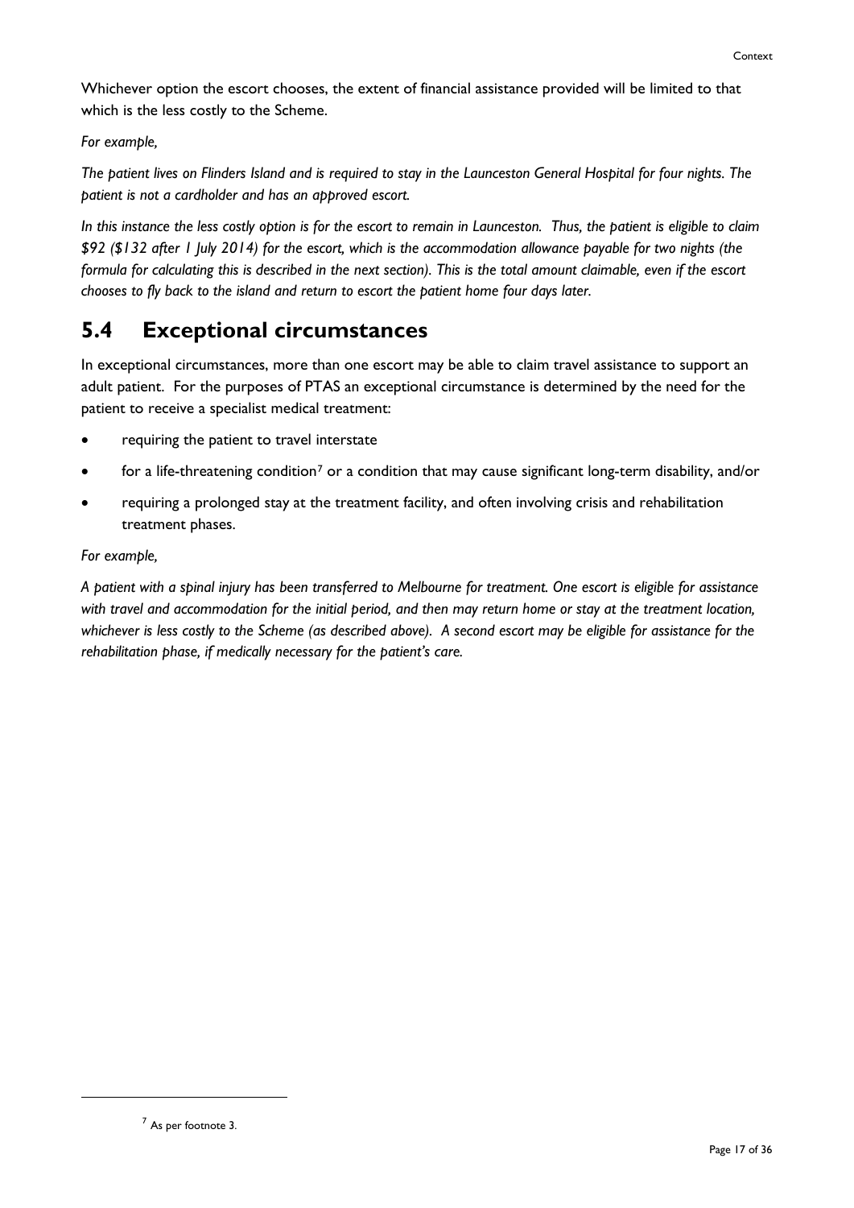Whichever option the escort chooses, the extent of financial assistance provided will be limited to that which is the less costly to the Scheme.

*For example,*

*The patient lives on Flinders Island and is required to stay in the Launceston General Hospital for four nights. The patient is not a cardholder and has an approved escort.*

*In this instance the less costly option is for the escort to remain in Launceston. Thus, the patient is eligible to claim $92 ($132 after 1 July 2014) for the escort, which is the accommodation allowance payable for two nights (the formula for calculating this is described in the next section). This is the total amount claimable, even if the escort chooses to fly back to the island and return to escort the patient home four days later.*

## 5.4 Exceptional circumstances

In exceptional circumstances, more than one escort may be able to claim travel assistance to support an adult patient. For the purposes of PTAS an exceptional circumstance is determined by the need for the patient to receive a specialist medical treatment:

- requiring the patient to travel interstate
- for a life-threatening condition[7] or a condition that may cause significant long-term disability, and/or
- requiring a prolonged stay at the treatment facility, and often involving crisis and rehabilitation treatment phases.

*For example,*

*A patient with a spinal injury has been transferred to Melbourne for treatment. One escort is eligible for assistance with travel and accommodation for the initial period, and then may return home or stay at the treatment location, whichever is less costly to the Scheme (as described above). A second escort may be eligible for assistance for the rehabilitation phase, if medically necessary for the patient's care.*

[7] As per footnote 3.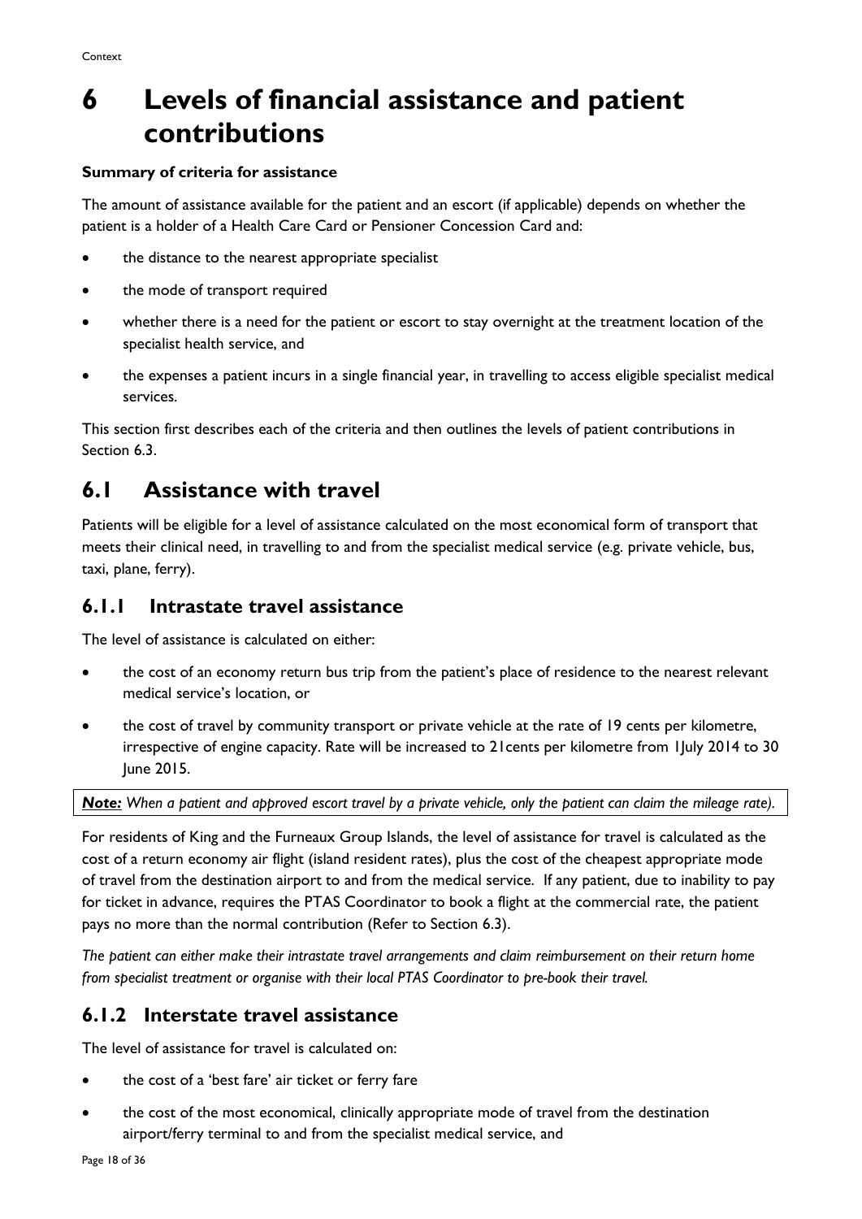# 6 Levels of financial assistance and patient contributions

**Summary of criteria for assistance**

The amount of assistance available for the patient and an escort (if applicable) depends on whether the patient is a holder of a Health Care Card or Pensioner Concession Card and:

- the distance to the nearest appropriate specialist
- the mode of transport required
- whether there is a need for the patient or escort to stay overnight at the treatment location of the specialist health service, and
- the expenses a patient incurs in a single financial year, in travelling to access eligible specialist medical services.

This section first describes each of the criteria and then outlines the levels of patient contributions in Section 6.3.

## 6.1 Assistance with travel

Patients will be eligible for a level of assistance calculated on the most economical form of transport that meets their clinical need, in travelling to and from the specialist medical service (e.g. private vehicle, bus, taxi, plane, ferry).

### 6.1.1 Intrastate travel assistance

The level of assistance is calculated on either:

- the cost of an economy return bus trip from the patient's place of residence to the nearest relevant medical service's location, or
- the cost of travel by community transport or private vehicle at the rate of 19 cents per kilometre, irrespective of engine capacity. Rate will be increased to 21cents per kilometre from 1July 2014 to 30 June 2015.

***Note:*** *When a patient and approved escort travel by a private vehicle, only the patient can claim the mileage rate).*

For residents of King and the Furneaux Group Islands, the level of assistance for travel is calculated as the cost of a return economy air flight (island resident rates), plus the cost of the cheapest appropriate mode of travel from the destination airport to and from the medical service. If any patient, due to inability to pay for ticket in advance, requires the PTAS Coordinator to book a flight at the commercial rate, the patient pays no more than the normal contribution (Refer to Section 6.3).

*The patient can either make their intrastate travel arrangements and claim reimbursement on their return home from specialist treatment or organise with their local PTAS Coordinator to pre-book their travel.*

### 6.1.2 Interstate travel assistance

The level of assistance for travel is calculated on:

- the cost of a 'best fare' air ticket or ferry fare
- the cost of the most economical, clinically appropriate mode of travel from the destination airport/ferry terminal to and from the specialist medical service, and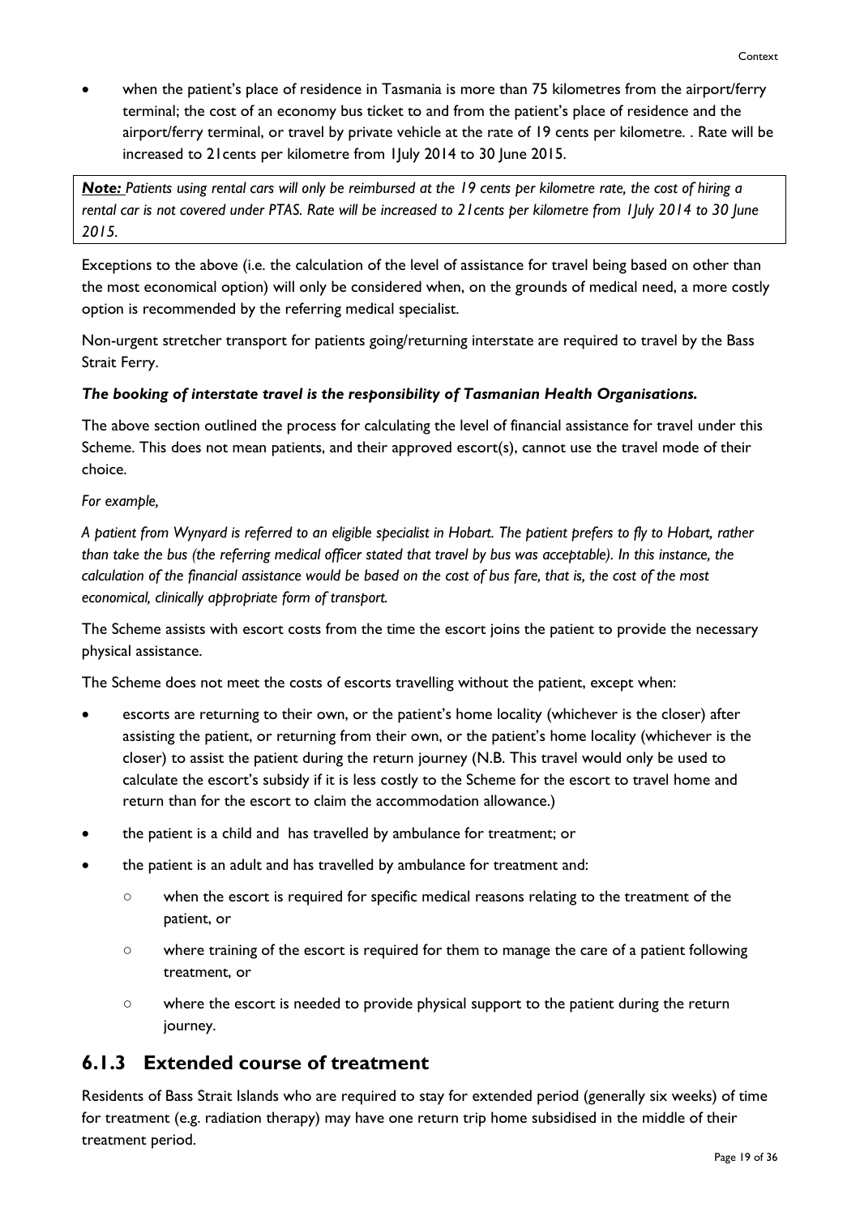- when the patient's place of residence in Tasmania is more than 75 kilometres from the airport/ferry terminal; the cost of an economy bus ticket to and from the patient's place of residence and the airport/ferry terminal, or travel by private vehicle at the rate of 19 cents per kilometre. . Rate will be increased to 21cents per kilometre from 1July 2014 to 30 June 2015.

> ***Note:*** *Patients using rental cars will only be reimbursed at the 19 cents per kilometre rate, the cost of hiring a rental car is not covered under PTAS. Rate will be increased to 21cents per kilometre from 1July 2014 to 30 June 2015.*

Exceptions to the above (i.e. the calculation of the level of assistance for travel being based on other than the most economical option) will only be considered when, on the grounds of medical need, a more costly option is recommended by the referring medical specialist.

Non-urgent stretcher transport for patients going/returning interstate are required to travel by the Bass Strait Ferry.

***The booking of interstate travel is the responsibility of Tasmanian Health Organisations.***

The above section outlined the process for calculating the level of financial assistance for travel under this Scheme. This does not mean patients, and their approved escort(s), cannot use the travel mode of their choice.

*For example,*

*A patient from Wynyard is referred to an eligible specialist in Hobart. The patient prefers to fly to Hobart, rather than take the bus (the referring medical officer stated that travel by bus was acceptable). In this instance, the calculation of the financial assistance would be based on the cost of bus fare, that is, the cost of the most economical, clinically appropriate form of transport.*

The Scheme assists with escort costs from the time the escort joins the patient to provide the necessary physical assistance.

The Scheme does not meet the costs of escorts travelling without the patient, except when:

- escorts are returning to their own, or the patient's home locality (whichever is the closer) after assisting the patient, or returning from their own, or the patient's home locality (whichever is the closer) to assist the patient during the return journey (N.B. This travel would only be used to calculate the escort's subsidy if it is less costly to the Scheme for the escort to travel home and return than for the escort to claim the accommodation allowance.)
- the patient is a child and has travelled by ambulance for treatment; or
- the patient is an adult and has travelled by ambulance for treatment and:
  - when the escort is required for specific medical reasons relating to the treatment of the patient, or
  - where training of the escort is required for them to manage the care of a patient following treatment, or
  - where the escort is needed to provide physical support to the patient during the return journey.

## 6.1.3 Extended course of treatment

Residents of Bass Strait Islands who are required to stay for extended period (generally six weeks) of time for treatment (e.g. radiation therapy) may have one return trip home subsidised in the middle of their treatment period.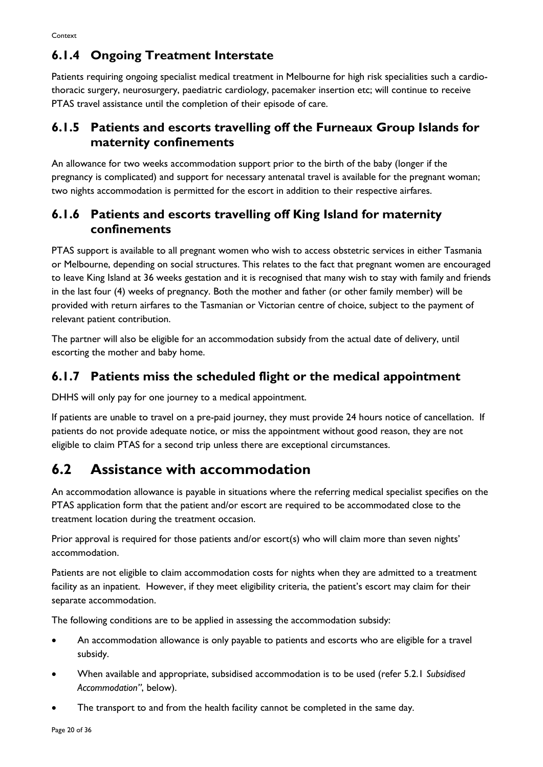### 6.1.4 Ongoing Treatment Interstate

Patients requiring ongoing specialist medical treatment in Melbourne for high risk specialities such a cardio-thoracic surgery, neurosurgery, paediatric cardiology, pacemaker insertion etc; will continue to receive PTAS travel assistance until the completion of their episode of care.

### 6.1.5 Patients and escorts travelling off the Furneaux Group Islands for maternity confinements

An allowance for two weeks accommodation support prior to the birth of the baby (longer if the pregnancy is complicated) and support for necessary antenatal travel is available for the pregnant woman; two nights accommodation is permitted for the escort in addition to their respective airfares.

### 6.1.6 Patients and escorts travelling off King Island for maternity confinements

PTAS support is available to all pregnant women who wish to access obstetric services in either Tasmania or Melbourne, depending on social structures. This relates to the fact that pregnant women are encouraged to leave King Island at 36 weeks gestation and it is recognised that many wish to stay with family and friends in the last four (4) weeks of pregnancy. Both the mother and father (or other family member) will be provided with return airfares to the Tasmanian or Victorian centre of choice, subject to the payment of relevant patient contribution.

The partner will also be eligible for an accommodation subsidy from the actual date of delivery, until escorting the mother and baby home.

### 6.1.7 Patients miss the scheduled flight or the medical appointment

DHHS will only pay for one journey to a medical appointment.

If patients are unable to travel on a pre-paid journey, they must provide 24 hours notice of cancellation. If patients do not provide adequate notice, or miss the appointment without good reason, they are not eligible to claim PTAS for a second trip unless there are exceptional circumstances.

## 6.2 Assistance with accommodation

An accommodation allowance is payable in situations where the referring medical specialist specifies on the PTAS application form that the patient and/or escort are required to be accommodated close to the treatment location during the treatment occasion.

Prior approval is required for those patients and/or escort(s) who will claim more than seven nights' accommodation.

Patients are not eligible to claim accommodation costs for nights when they are admitted to a treatment facility as an inpatient. However, if they meet eligibility criteria, the patient's escort may claim for their separate accommodation.

The following conditions are to be applied in assessing the accommodation subsidy:

- An accommodation allowance is only payable to patients and escorts who are eligible for a travel subsidy.
- When available and appropriate, subsidised accommodation is to be used (refer 5.2.1 *Subsidised Accommodation"*, below).
- The transport to and from the health facility cannot be completed in the same day.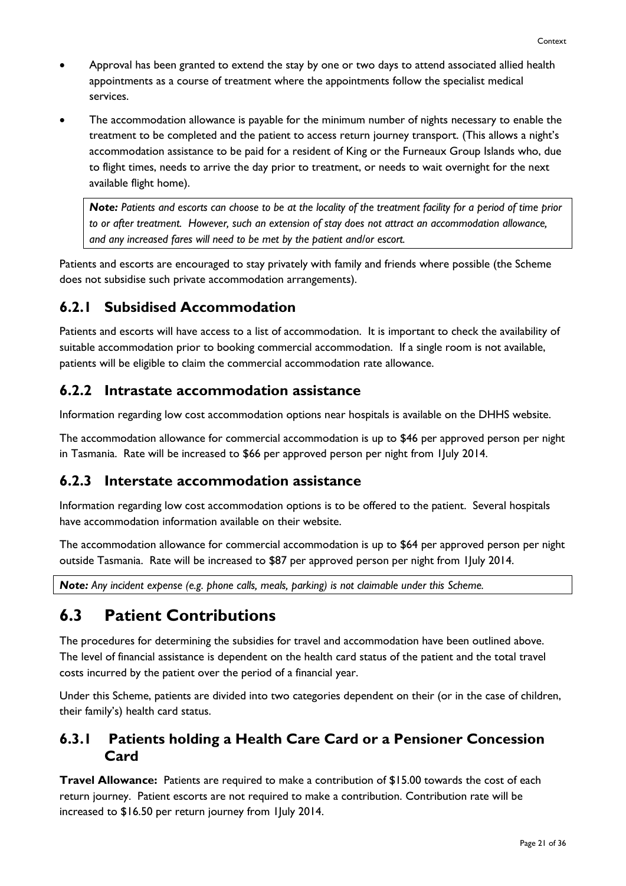- Approval has been granted to extend the stay by one or two days to attend associated allied health appointments as a course of treatment where the appointments follow the specialist medical services.
- The accommodation allowance is payable for the minimum number of nights necessary to enable the treatment to be completed and the patient to access return journey transport. (This allows a night's accommodation assistance to be paid for a resident of King or the Furneaux Group Islands who, due to flight times, needs to arrive the day prior to treatment, or needs to wait overnight for the next available flight home).

> ***Note:*** *Patients and escorts can choose to be at the locality of the treatment facility for a period of time prior to or after treatment. However, such an extension of stay does not attract an accommodation allowance, and any increased fares will need to be met by the patient and/or escort.*

Patients and escorts are encouraged to stay privately with family and friends where possible (the Scheme does not subsidise such private accommodation arrangements).

### 6.2.1 Subsidised Accommodation

Patients and escorts will have access to a list of accommodation. It is important to check the availability of suitable accommodation prior to booking commercial accommodation. If a single room is not available, patients will be eligible to claim the commercial accommodation rate allowance.

### 6.2.2 Intrastate accommodation assistance

Information regarding low cost accommodation options near hospitals is available on the DHHS website.

The accommodation allowance for commercial accommodation is up to $46 per approved person per night in Tasmania. Rate will be increased to $66 per approved person per night from 1July 2014.

### 6.2.3 Interstate accommodation assistance

Information regarding low cost accommodation options is to be offered to the patient. Several hospitals have accommodation information available on their website.

The accommodation allowance for commercial accommodation is up to $64 per approved person per night outside Tasmania. Rate will be increased to $87 per approved person per night from 1July 2014.

> ***Note:*** *Any incident expense (e.g. phone calls, meals, parking) is not claimable under this Scheme.*

## 6.3 Patient Contributions

The procedures for determining the subsidies for travel and accommodation have been outlined above. The level of financial assistance is dependent on the health card status of the patient and the total travel costs incurred by the patient over the period of a financial year.

Under this Scheme, patients are divided into two categories dependent on their (or in the case of children, their family's) health card status.

### 6.3.1 Patients holding a Health Care Card or a Pensioner Concession Card

**Travel Allowance:** Patients are required to make a contribution of $15.00 towards the cost of each return journey. Patient escorts are not required to make a contribution. Contribution rate will be increased to $16.50 per return journey from 1July 2014.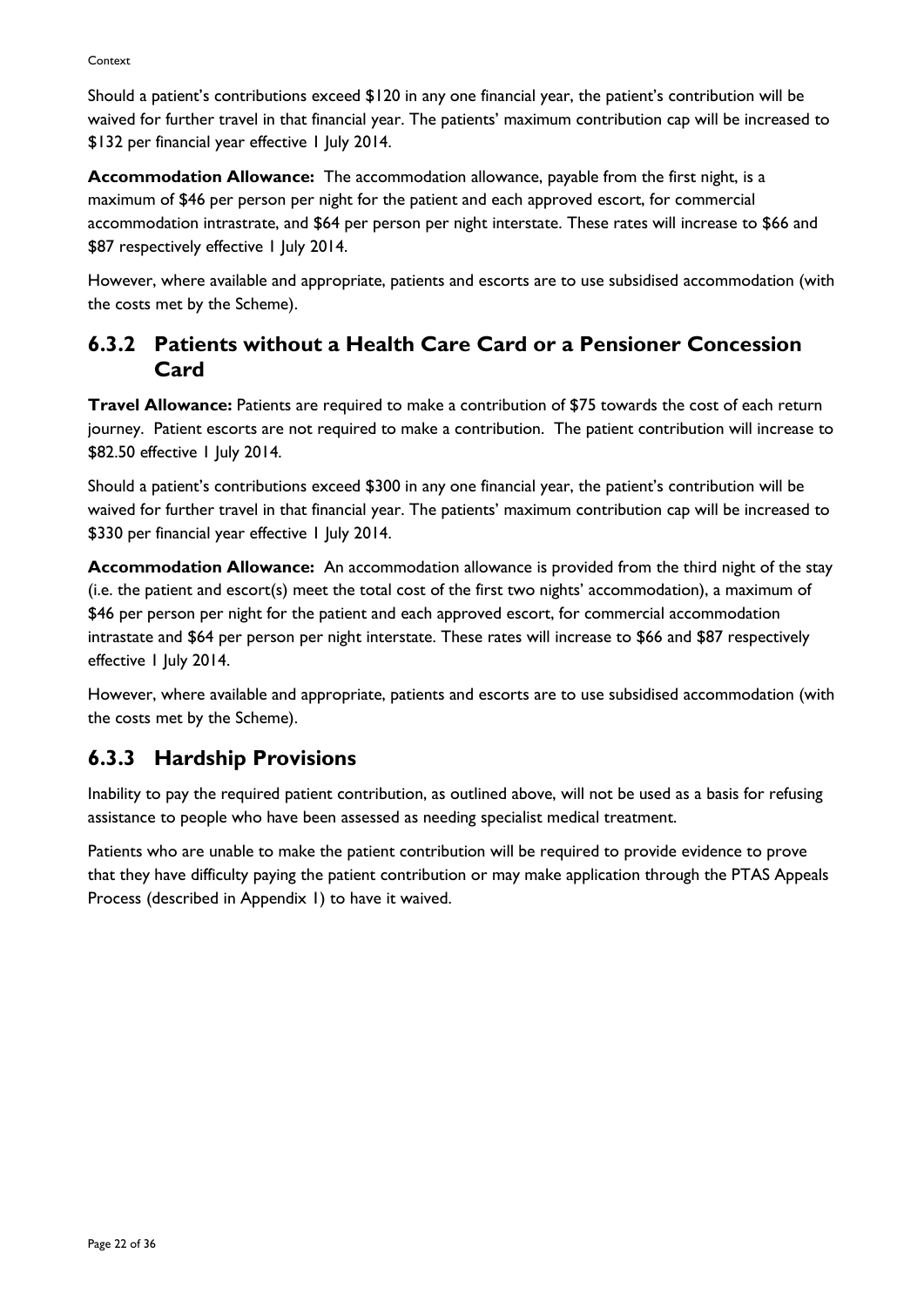Should a patient's contributions exceed $120 in any one financial year, the patient's contribution will be waived for further travel in that financial year. The patients' maximum contribution cap will be increased to $132 per financial year effective 1 July 2014.

**Accommodation Allowance:** The accommodation allowance, payable from the first night, is a maximum of $46 per person per night for the patient and each approved escort, for commercial accommodation intrastrate, and $64 per person per night interstate. These rates will increase to $66 and $87 respectively effective 1 July 2014.

However, where available and appropriate, patients and escorts are to use subsidised accommodation (with the costs met by the Scheme).

### 6.3.2 Patients without a Health Care Card or a Pensioner Concession Card

**Travel Allowance:** Patients are required to make a contribution of $75 towards the cost of each return journey. Patient escorts are not required to make a contribution. The patient contribution will increase to $82.50 effective 1 July 2014.

Should a patient's contributions exceed $300 in any one financial year, the patient's contribution will be waived for further travel in that financial year. The patients' maximum contribution cap will be increased to $330 per financial year effective 1 July 2014.

**Accommodation Allowance:** An accommodation allowance is provided from the third night of the stay (i.e. the patient and escort(s) meet the total cost of the first two nights' accommodation), a maximum of $46 per person per night for the patient and each approved escort, for commercial accommodation intrastate and $64 per person per night interstate. These rates will increase to $66 and $87 respectively effective 1 July 2014.

However, where available and appropriate, patients and escorts are to use subsidised accommodation (with the costs met by the Scheme).

### 6.3.3 Hardship Provisions

Inability to pay the required patient contribution, as outlined above, will not be used as a basis for refusing assistance to people who have been assessed as needing specialist medical treatment.

Patients who are unable to make the patient contribution will be required to provide evidence to prove that they have difficulty paying the patient contribution or may make application through the PTAS Appeals Process (described in Appendix 1) to have it waived.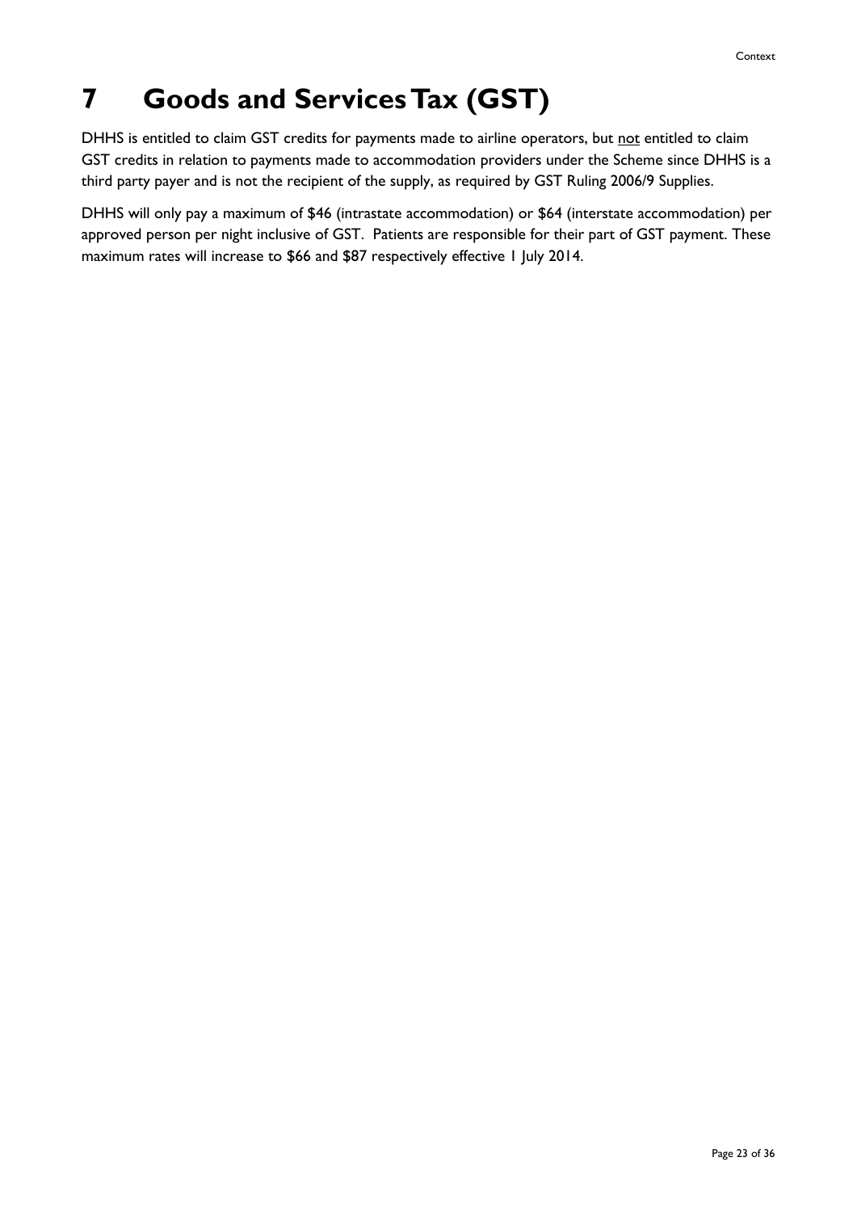# 7 Goods and Services Tax (GST)

DHHS is entitled to claim GST credits for payments made to airline operators, but not entitled to claim GST credits in relation to payments made to accommodation providers under the Scheme since DHHS is a third party payer and is not the recipient of the supply, as required by GST Ruling 2006/9 Supplies.

DHHS will only pay a maximum of $46 (intrastate accommodation) or $64 (interstate accommodation) per approved person per night inclusive of GST. Patients are responsible for their part of GST payment. These maximum rates will increase to $66 and $87 respectively effective 1 July 2014.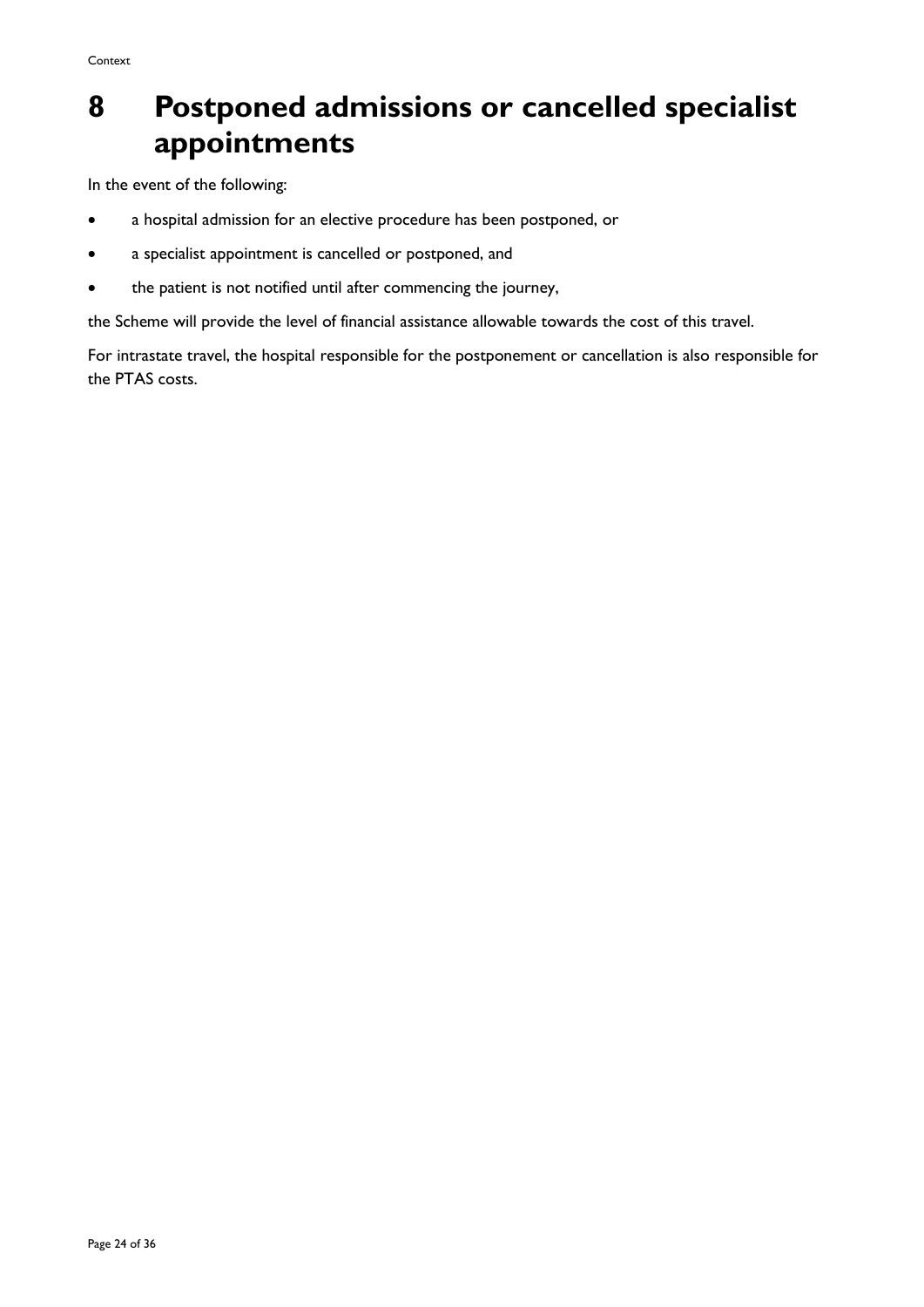# 8 Postponed admissions or cancelled specialist appointments

In the event of the following:

- a hospital admission for an elective procedure has been postponed, or
- a specialist appointment is cancelled or postponed, and
- the patient is not notified until after commencing the journey,

the Scheme will provide the level of financial assistance allowable towards the cost of this travel.

For intrastate travel, the hospital responsible for the postponement or cancellation is also responsible for the PTAS costs.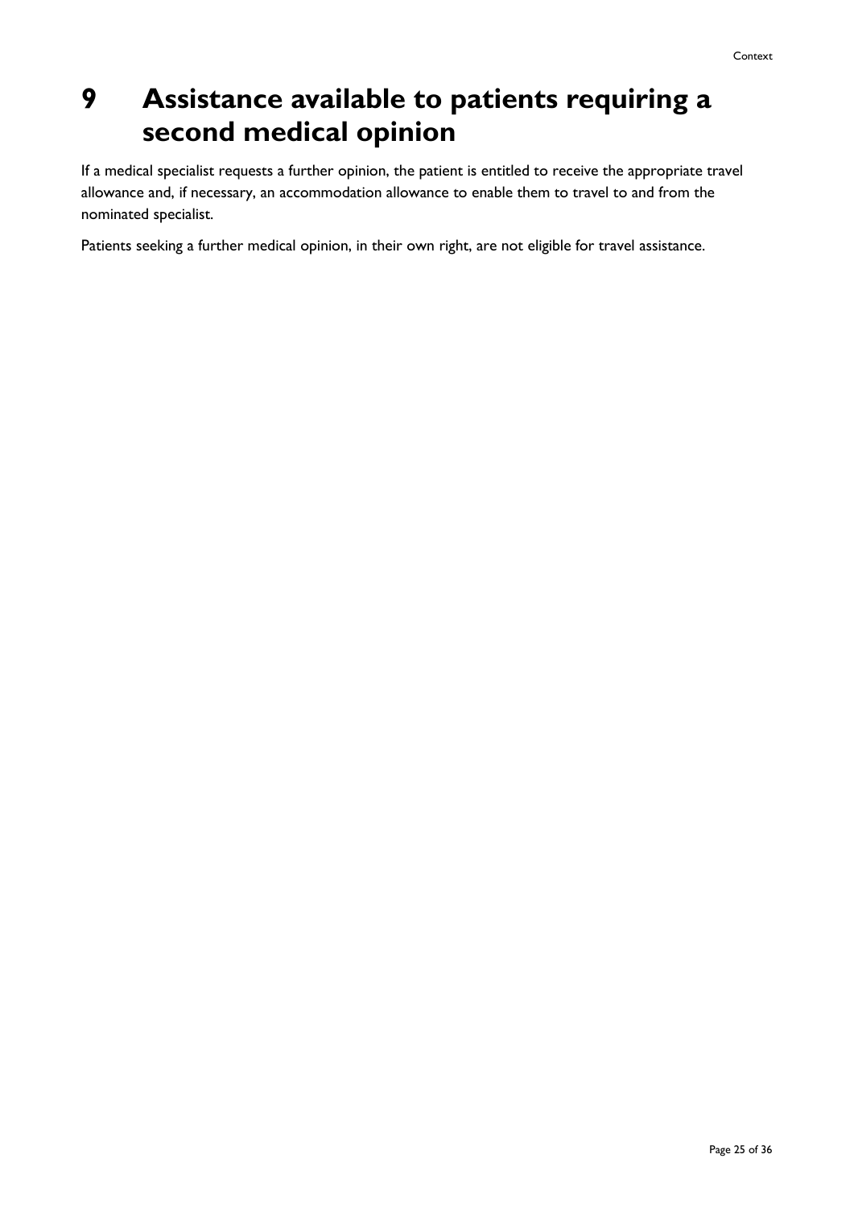# 9 Assistance available to patients requiring a second medical opinion

If a medical specialist requests a further opinion, the patient is entitled to receive the appropriate travel allowance and, if necessary, an accommodation allowance to enable them to travel to and from the nominated specialist.

Patients seeking a further medical opinion, in their own right, are not eligible for travel assistance.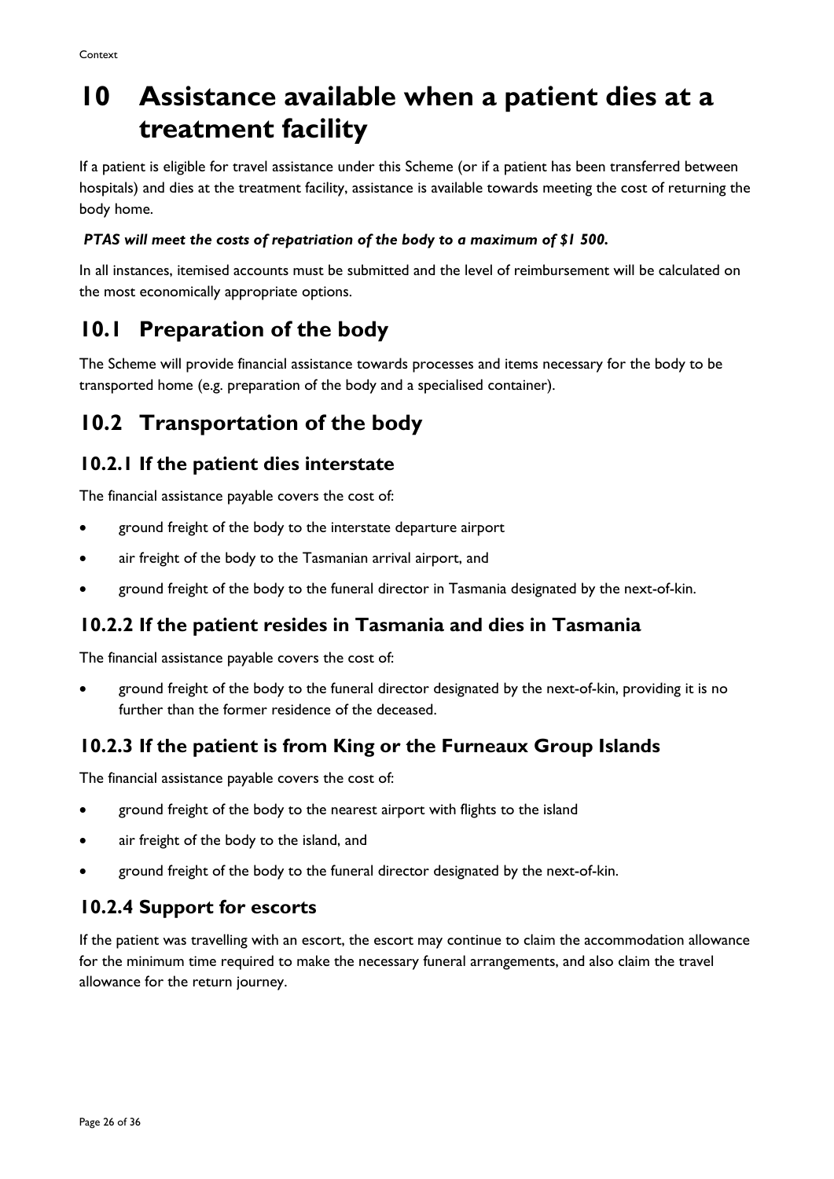# 10 Assistance available when a patient dies at a treatment facility

If a patient is eligible for travel assistance under this Scheme (or if a patient has been transferred between hospitals) and dies at the treatment facility, assistance is available towards meeting the cost of returning the body home.

***PTAS will meet the costs of repatriation of the body to a maximum of $1 500.***

In all instances, itemised accounts must be submitted and the level of reimbursement will be calculated on the most economically appropriate options.

## 10.1 Preparation of the body

The Scheme will provide financial assistance towards processes and items necessary for the body to be transported home (e.g. preparation of the body and a specialised container).

## 10.2 Transportation of the body

### 10.2.1 If the patient dies interstate

The financial assistance payable covers the cost of:

- ground freight of the body to the interstate departure airport
- air freight of the body to the Tasmanian arrival airport, and
- ground freight of the body to the funeral director in Tasmania designated by the next-of-kin.

### 10.2.2 If the patient resides in Tasmania and dies in Tasmania

The financial assistance payable covers the cost of:

- ground freight of the body to the funeral director designated by the next-of-kin, providing it is no further than the former residence of the deceased.

### 10.2.3 If the patient is from King or the Furneaux Group Islands

The financial assistance payable covers the cost of:

- ground freight of the body to the nearest airport with flights to the island
- air freight of the body to the island, and
- ground freight of the body to the funeral director designated by the next-of-kin.

### 10.2.4 Support for escorts

If the patient was travelling with an escort, the escort may continue to claim the accommodation allowance for the minimum time required to make the necessary funeral arrangements, and also claim the travel allowance for the return journey.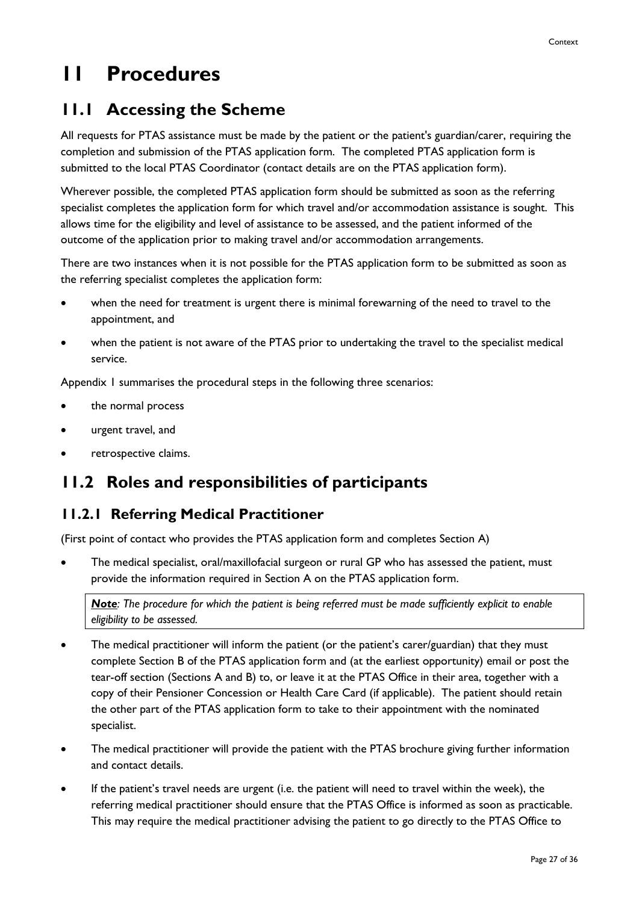# 11 Procedures

## 11.1 Accessing the Scheme

All requests for PTAS assistance must be made by the patient or the patient's guardian/carer, requiring the completion and submission of the PTAS application form. The completed PTAS application form is submitted to the local PTAS Coordinator (contact details are on the PTAS application form).

Wherever possible, the completed PTAS application form should be submitted as soon as the referring specialist completes the application form for which travel and/or accommodation assistance is sought. This allows time for the eligibility and level of assistance to be assessed, and the patient informed of the outcome of the application prior to making travel and/or accommodation arrangements.

There are two instances when it is not possible for the PTAS application form to be submitted as soon as the referring specialist completes the application form:

- when the need for treatment is urgent there is minimal forewarning of the need to travel to the appointment, and
- when the patient is not aware of the PTAS prior to undertaking the travel to the specialist medical service.

Appendix 1 summarises the procedural steps in the following three scenarios:

- the normal process
- urgent travel, and
- retrospective claims.

## 11.2 Roles and responsibilities of participants

### 11.2.1 Referring Medical Practitioner

(First point of contact who provides the PTAS application form and completes Section A)

- The medical specialist, oral/maxillofacial surgeon or rural GP who has assessed the patient, must provide the information required in Section A on the PTAS application form.

> ***Note**: The procedure for which the patient is being referred must be made sufficiently explicit to enable eligibility to be assessed.*

- The medical practitioner will inform the patient (or the patient's carer/guardian) that they must complete Section B of the PTAS application form and (at the earliest opportunity) email or post the tear-off section (Sections A and B) to, or leave it at the PTAS Office in their area, together with a copy of their Pensioner Concession or Health Care Card (if applicable). The patient should retain the other part of the PTAS application form to take to their appointment with the nominated specialist.
- The medical practitioner will provide the patient with the PTAS brochure giving further information and contact details.
- If the patient's travel needs are urgent (i.e. the patient will need to travel within the week), the referring medical practitioner should ensure that the PTAS Office is informed as soon as practicable. This may require the medical practitioner advising the patient to go directly to the PTAS Office to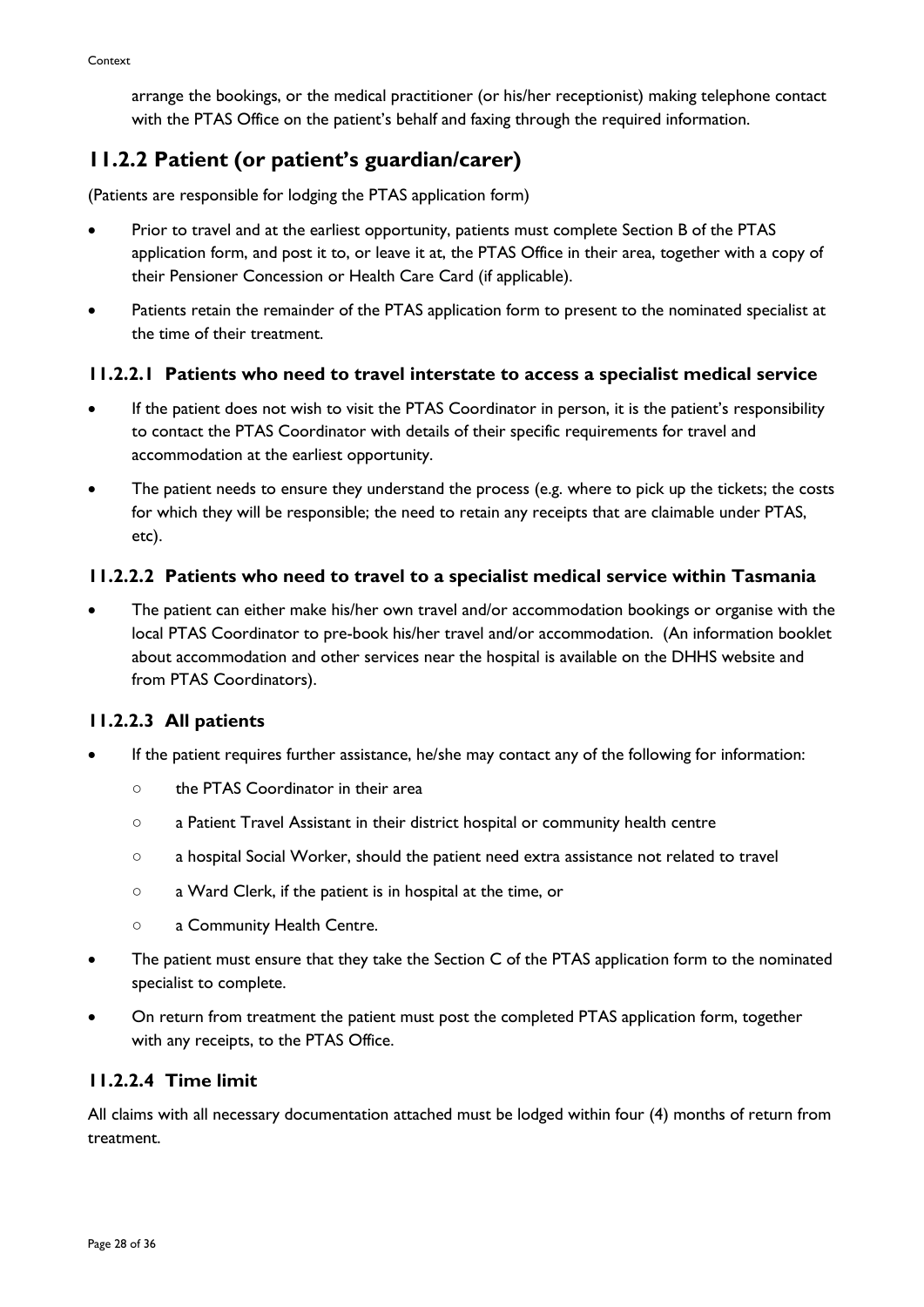arrange the bookings, or the medical practitioner (or his/her receptionist) making telephone contact with the PTAS Office on the patient's behalf and faxing through the required information.

## 11.2.2 Patient (or patient's guardian/carer)

(Patients are responsible for lodging the PTAS application form)

- Prior to travel and at the earliest opportunity, patients must complete Section B of the PTAS application form, and post it to, or leave it at, the PTAS Office in their area, together with a copy of their Pensioner Concession or Health Care Card (if applicable).
- Patients retain the remainder of the PTAS application form to present to the nominated specialist at the time of their treatment.

### 11.2.2.1 Patients who need to travel interstate to access a specialist medical service

- If the patient does not wish to visit the PTAS Coordinator in person, it is the patient's responsibility to contact the PTAS Coordinator with details of their specific requirements for travel and accommodation at the earliest opportunity.
- The patient needs to ensure they understand the process (e.g. where to pick up the tickets; the costs for which they will be responsible; the need to retain any receipts that are claimable under PTAS, etc).

### 11.2.2.2 Patients who need to travel to a specialist medical service within Tasmania

- The patient can either make his/her own travel and/or accommodation bookings or organise with the local PTAS Coordinator to pre-book his/her travel and/or accommodation. (An information booklet about accommodation and other services near the hospital is available on the DHHS website and from PTAS Coordinators).

### 11.2.2.3 All patients

- If the patient requires further assistance, he/she may contact any of the following for information:
  - the PTAS Coordinator in their area
  - a Patient Travel Assistant in their district hospital or community health centre
  - a hospital Social Worker, should the patient need extra assistance not related to travel
  - a Ward Clerk, if the patient is in hospital at the time, or
  - a Community Health Centre.
- The patient must ensure that they take the Section C of the PTAS application form to the nominated specialist to complete.
- On return from treatment the patient must post the completed PTAS application form, together with any receipts, to the PTAS Office.

### 11.2.2.4 Time limit

All claims with all necessary documentation attached must be lodged within four (4) months of return from treatment.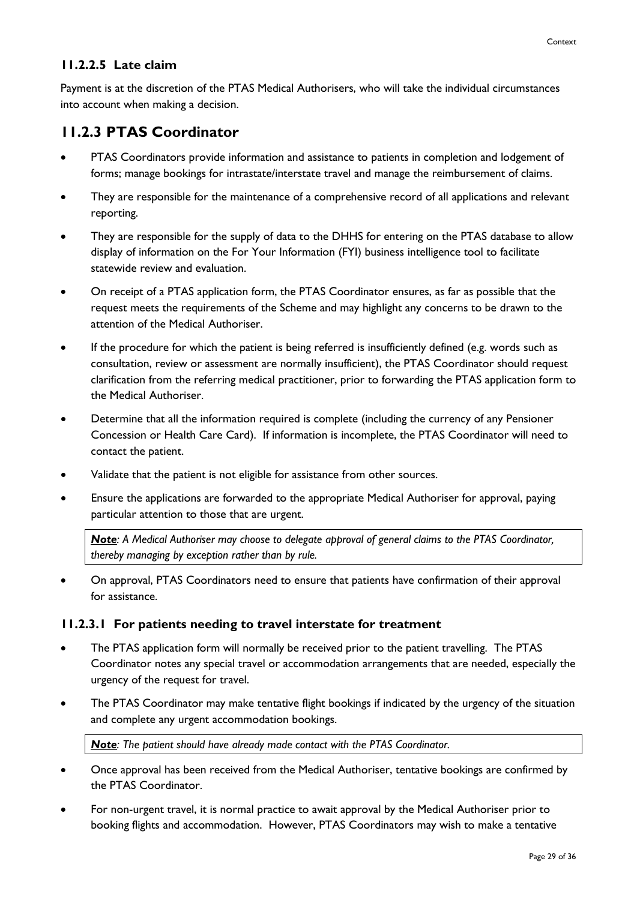#### 11.2.2.5 Late claim

Payment is at the discretion of the PTAS Medical Authorisers, who will take the individual circumstances into account when making a decision.

### 11.2.3 PTAS Coordinator

- PTAS Coordinators provide information and assistance to patients in completion and lodgement of forms; manage bookings for intrastate/interstate travel and manage the reimbursement of claims.
- They are responsible for the maintenance of a comprehensive record of all applications and relevant reporting.
- They are responsible for the supply of data to the DHHS for entering on the PTAS database to allow display of information on the For Your Information (FYI) business intelligence tool to facilitate statewide review and evaluation.
- On receipt of a PTAS application form, the PTAS Coordinator ensures, as far as possible that the request meets the requirements of the Scheme and may highlight any concerns to be drawn to the attention of the Medical Authoriser.
- If the procedure for which the patient is being referred is insufficiently defined (e.g. words such as consultation, review or assessment are normally insufficient), the PTAS Coordinator should request clarification from the referring medical practitioner, prior to forwarding the PTAS application form to the Medical Authoriser.
- Determine that all the information required is complete (including the currency of any Pensioner Concession or Health Care Card). If information is incomplete, the PTAS Coordinator will need to contact the patient.
- Validate that the patient is not eligible for assistance from other sources.
- Ensure the applications are forwarded to the appropriate Medical Authoriser for approval, paying particular attention to those that are urgent.

> ***Note**: A Medical Authoriser may choose to delegate approval of general claims to the PTAS Coordinator, thereby managing by exception rather than by rule.*

- On approval, PTAS Coordinators need to ensure that patients have confirmation of their approval for assistance.

#### 11.2.3.1 For patients needing to travel interstate for treatment

- The PTAS application form will normally be received prior to the patient travelling. The PTAS Coordinator notes any special travel or accommodation arrangements that are needed, especially the urgency of the request for travel.
- The PTAS Coordinator may make tentative flight bookings if indicated by the urgency of the situation and complete any urgent accommodation bookings.

> ***Note**: The patient should have already made contact with the PTAS Coordinator.*

- Once approval has been received from the Medical Authoriser, tentative bookings are confirmed by the PTAS Coordinator.
- For non-urgent travel, it is normal practice to await approval by the Medical Authoriser prior to booking flights and accommodation. However, PTAS Coordinators may wish to make a tentative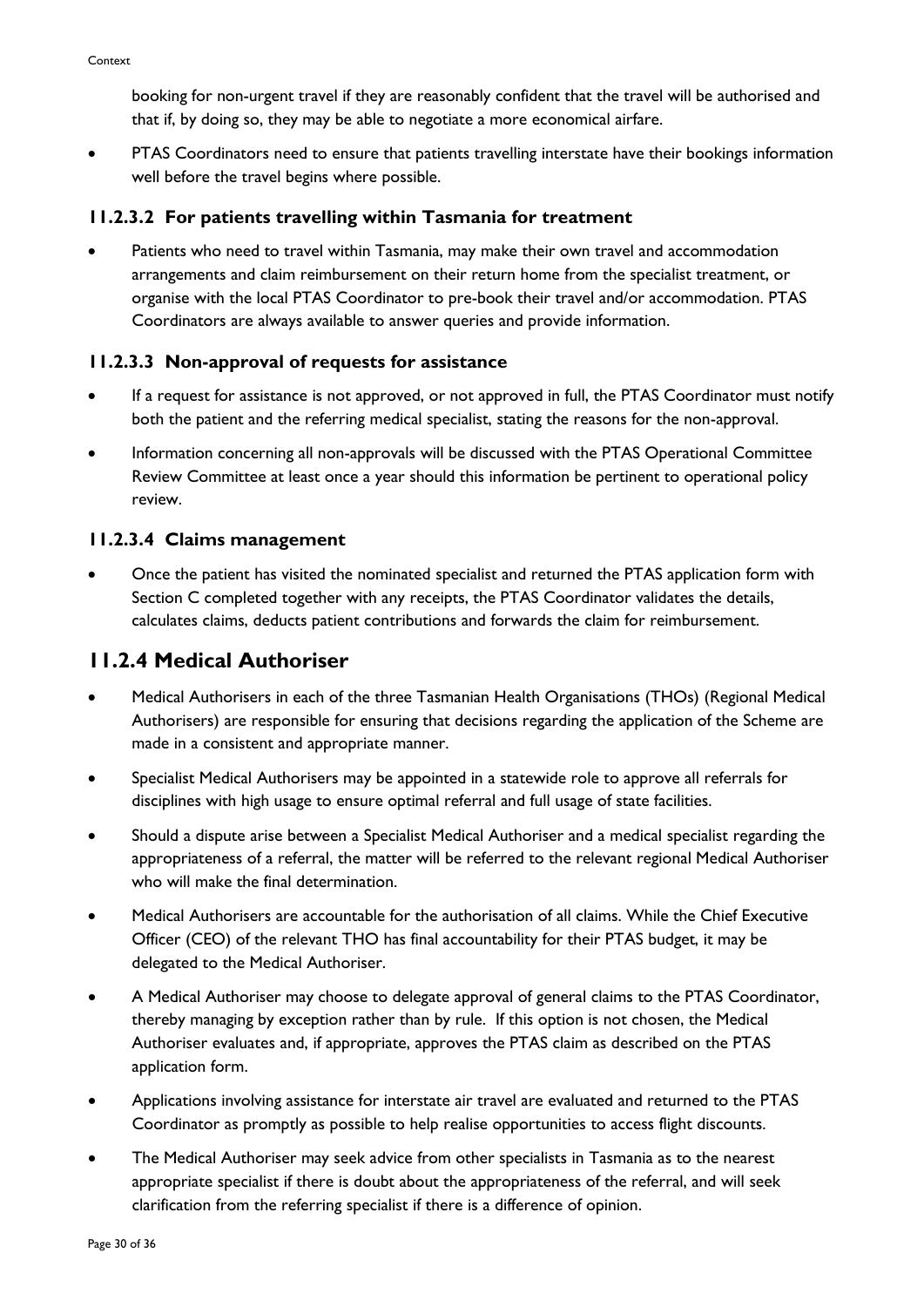booking for non-urgent travel if they are reasonably confident that the travel will be authorised and that if, by doing so, they may be able to negotiate a more economical airfare.

- PTAS Coordinators need to ensure that patients travelling interstate have their bookings information well before the travel begins where possible.

### 11.2.3.2 For patients travelling within Tasmania for treatment

- Patients who need to travel within Tasmania, may make their own travel and accommodation arrangements and claim reimbursement on their return home from the specialist treatment, or organise with the local PTAS Coordinator to pre-book their travel and/or accommodation. PTAS Coordinators are always available to answer queries and provide information.

### 11.2.3.3 Non-approval of requests for assistance

- If a request for assistance is not approved, or not approved in full, the PTAS Coordinator must notify both the patient and the referring medical specialist, stating the reasons for the non-approval.
- Information concerning all non-approvals will be discussed with the PTAS Operational Committee Review Committee at least once a year should this information be pertinent to operational policy review.

### 11.2.3.4 Claims management

- Once the patient has visited the nominated specialist and returned the PTAS application form with Section C completed together with any receipts, the PTAS Coordinator validates the details, calculates claims, deducts patient contributions and forwards the claim for reimbursement.

## 11.2.4 Medical Authoriser

- Medical Authorisers in each of the three Tasmanian Health Organisations (THOs) (Regional Medical Authorisers) are responsible for ensuring that decisions regarding the application of the Scheme are made in a consistent and appropriate manner.
- Specialist Medical Authorisers may be appointed in a statewide role to approve all referrals for disciplines with high usage to ensure optimal referral and full usage of state facilities.
- Should a dispute arise between a Specialist Medical Authoriser and a medical specialist regarding the appropriateness of a referral, the matter will be referred to the relevant regional Medical Authoriser who will make the final determination.
- Medical Authorisers are accountable for the authorisation of all claims. While the Chief Executive Officer (CEO) of the relevant THO has final accountability for their PTAS budget, it may be delegated to the Medical Authoriser.
- A Medical Authoriser may choose to delegate approval of general claims to the PTAS Coordinator, thereby managing by exception rather than by rule. If this option is not chosen, the Medical Authoriser evaluates and, if appropriate, approves the PTAS claim as described on the PTAS application form.
- Applications involving assistance for interstate air travel are evaluated and returned to the PTAS Coordinator as promptly as possible to help realise opportunities to access flight discounts.
- The Medical Authoriser may seek advice from other specialists in Tasmania as to the nearest appropriate specialist if there is doubt about the appropriateness of the referral, and will seek clarification from the referring specialist if there is a difference of opinion.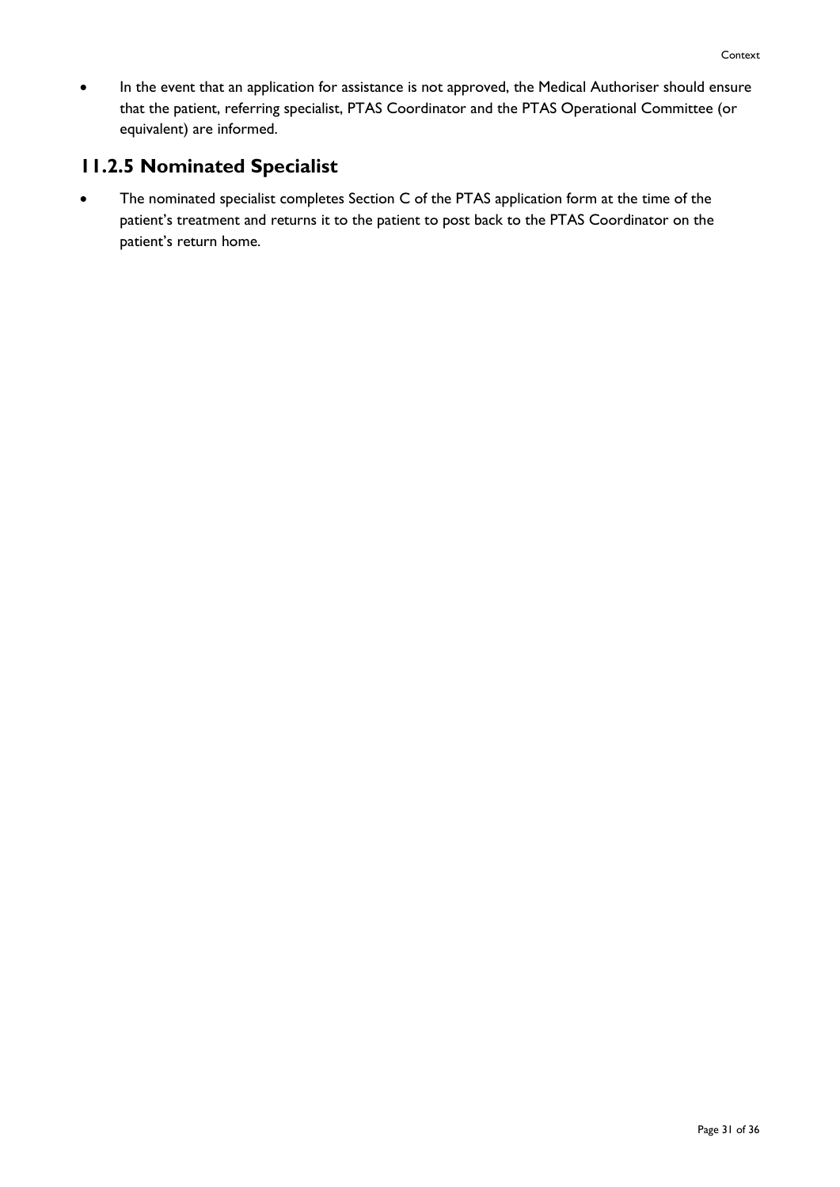- In the event that an application for assistance is not approved, the Medical Authoriser should ensure that the patient, referring specialist, PTAS Coordinator and the PTAS Operational Committee (or equivalent) are informed.

## 11.2.5 Nominated Specialist

- The nominated specialist completes Section C of the PTAS application form at the time of the patient's treatment and returns it to the patient to post back to the PTAS Coordinator on the patient's return home.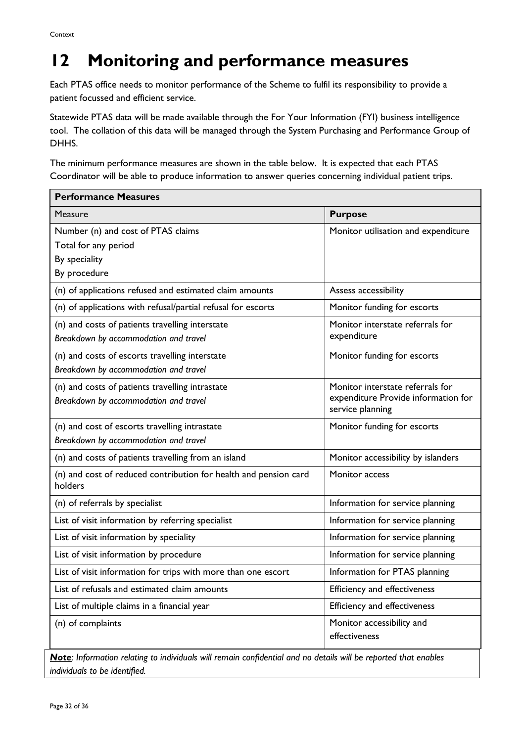# 12 Monitoring and performance measures

Each PTAS office needs to monitor performance of the Scheme to fulfil its responsibility to provide a patient focussed and efficient service.

Statewide PTAS data will be made available through the For Your Information (FYI) business intelligence tool. The collation of this data will be managed through the System Purchasing and Performance Group of DHHS.

The minimum performance measures are shown in the table below. It is expected that each PTAS Coordinator will be able to produce information to answer queries concerning individual patient trips.

| **Performance Measures** | |
|---|---|
| Measure | **Purpose** |
| Number (n) and cost of PTAS claims<br>Total for any period<br>By speciality<br>By procedure | Monitor utilisation and expenditure |
| (n) of applications refused and estimated claim amounts | Assess accessibility |
| (n) of applications with refusal/partial refusal for escorts | Monitor funding for escorts |
| (n) and costs of patients travelling interstate<br>*Breakdown by accommodation and travel* | Monitor interstate referrals for expenditure |
| (n) and costs of escorts travelling interstate<br>*Breakdown by accommodation and travel* | Monitor funding for escorts |
| (n) and costs of patients travelling intrastate<br>*Breakdown by accommodation and travel* | Monitor interstate referrals for expenditure Provide information for service planning |
| (n) and cost of escorts travelling intrastate<br>*Breakdown by accommodation and travel* | Monitor funding for escorts |
| (n) and costs of patients travelling from an island | Monitor accessibility by islanders |
| (n) and cost of reduced contribution for health and pension card holders | Monitor access |
| (n) of referrals by specialist | Information for service planning |
| List of visit information by referring specialist | Information for service planning |
| List of visit information by speciality | Information for service planning |
| List of visit information by procedure | Information for service planning |
| List of visit information for trips with more than one escort | Information for PTAS planning |
| List of refusals and estimated claim amounts | Efficiency and effectiveness |
| List of multiple claims in a financial year | Efficiency and effectiveness |
| (n) of complaints | Monitor accessibility and effectiveness |

***Note**: Information relating to individuals will remain confidential and no details will be reported that enables individuals to be identified.*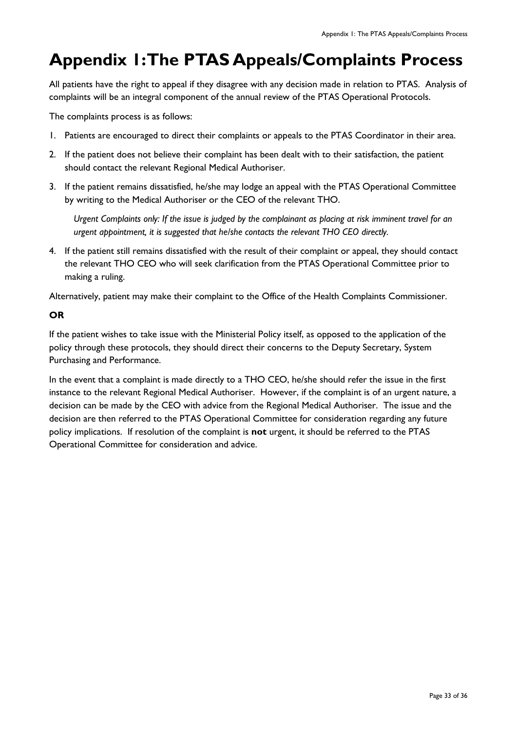# Appendix 1: The PTAS Appeals/Complaints Process

All patients have the right to appeal if they disagree with any decision made in relation to PTAS. Analysis of complaints will be an integral component of the annual review of the PTAS Operational Protocols.

The complaints process is as follows:

1. Patients are encouraged to direct their complaints or appeals to the PTAS Coordinator in their area.
2. If the patient does not believe their complaint has been dealt with to their satisfaction, the patient should contact the relevant Regional Medical Authoriser.
3. If the patient remains dissatisfied, he/she may lodge an appeal with the PTAS Operational Committee by writing to the Medical Authoriser or the CEO of the relevant THO.

   *Urgent Complaints only: If the issue is judged by the complainant as placing at risk imminent travel for an urgent appointment, it is suggested that he/she contacts the relevant THO CEO directly.*

4. If the patient still remains dissatisfied with the result of their complaint or appeal, they should contact the relevant THO CEO who will seek clarification from the PTAS Operational Committee prior to making a ruling.

Alternatively, patient may make their complaint to the Office of the Health Complaints Commissioner.

**OR**

If the patient wishes to take issue with the Ministerial Policy itself, as opposed to the application of the policy through these protocols, they should direct their concerns to the Deputy Secretary, System Purchasing and Performance.

In the event that a complaint is made directly to a THO CEO, he/she should refer the issue in the first instance to the relevant Regional Medical Authoriser. However, if the complaint is of an urgent nature, a decision can be made by the CEO with advice from the Regional Medical Authoriser. The issue and the decision are then referred to the PTAS Operational Committee for consideration regarding any future policy implications. If resolution of the complaint is **not** urgent, it should be referred to the PTAS Operational Committee for consideration and advice.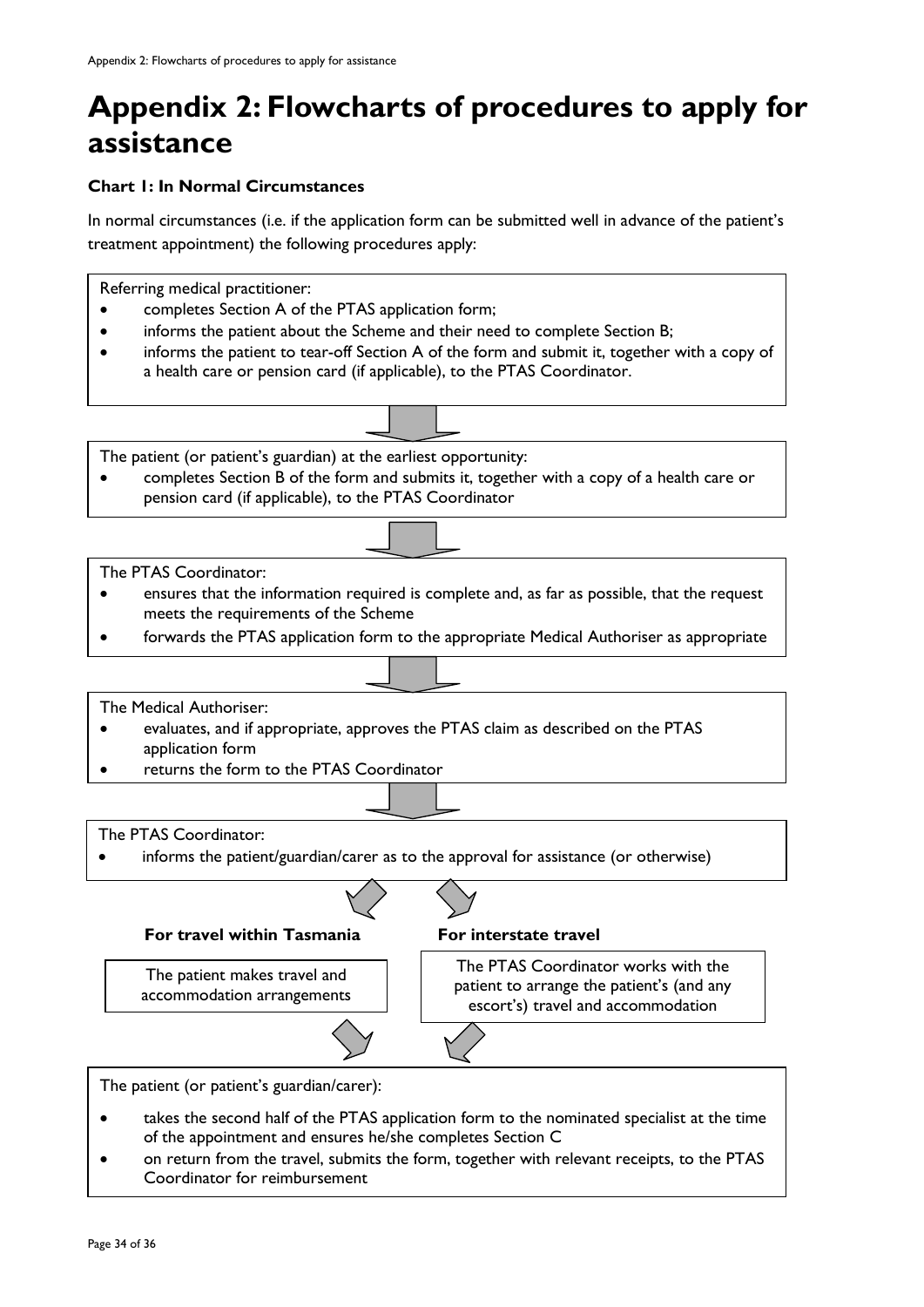# Appendix 2: Flowcharts of procedures to apply for assistance

**Chart 1: In Normal Circumstances**

In normal circumstances (i.e. if the application form can be submitted well in advance of the patient's treatment appointment) the following procedures apply:

Referring medical practitioner:

- completes Section A of the PTAS application form;
- informs the patient about the Scheme and their need to complete Section B;
- informs the patient to tear-off Section A of the form and submit it, together with a copy of a health care or pension card (if applicable), to the PTAS Coordinator.

↓

The patient (or patient's guardian) at the earliest opportunity:

- completes Section B of the form and submits it, together with a copy of a health care or pension card (if applicable), to the PTAS Coordinator

↓

The PTAS Coordinator:

- ensures that the information required is complete and, as far as possible, that the request meets the requirements of the Scheme
- forwards the PTAS application form to the appropriate Medical Authoriser as appropriate

↓

The Medical Authoriser:

- evaluates, and if appropriate, approves the PTAS claim as described on the PTAS application form
- returns the form to the PTAS Coordinator

↓

The PTAS Coordinator:

- informs the patient/guardian/carer as to the approval for assistance (or otherwise)

↓

**For travel within Tasmania**

The patient makes travel and accommodation arrangements

**For interstate travel**

The PTAS Coordinator works with the patient to arrange the patient's (and any escort's) travel and accommodation

↓

The patient (or patient's guardian/carer):

- takes the second half of the PTAS application form to the nominated specialist at the time of the appointment and ensures he/she completes Section C
- on return from the travel, submits the form, together with relevant receipts, to the PTAS Coordinator for reimbursement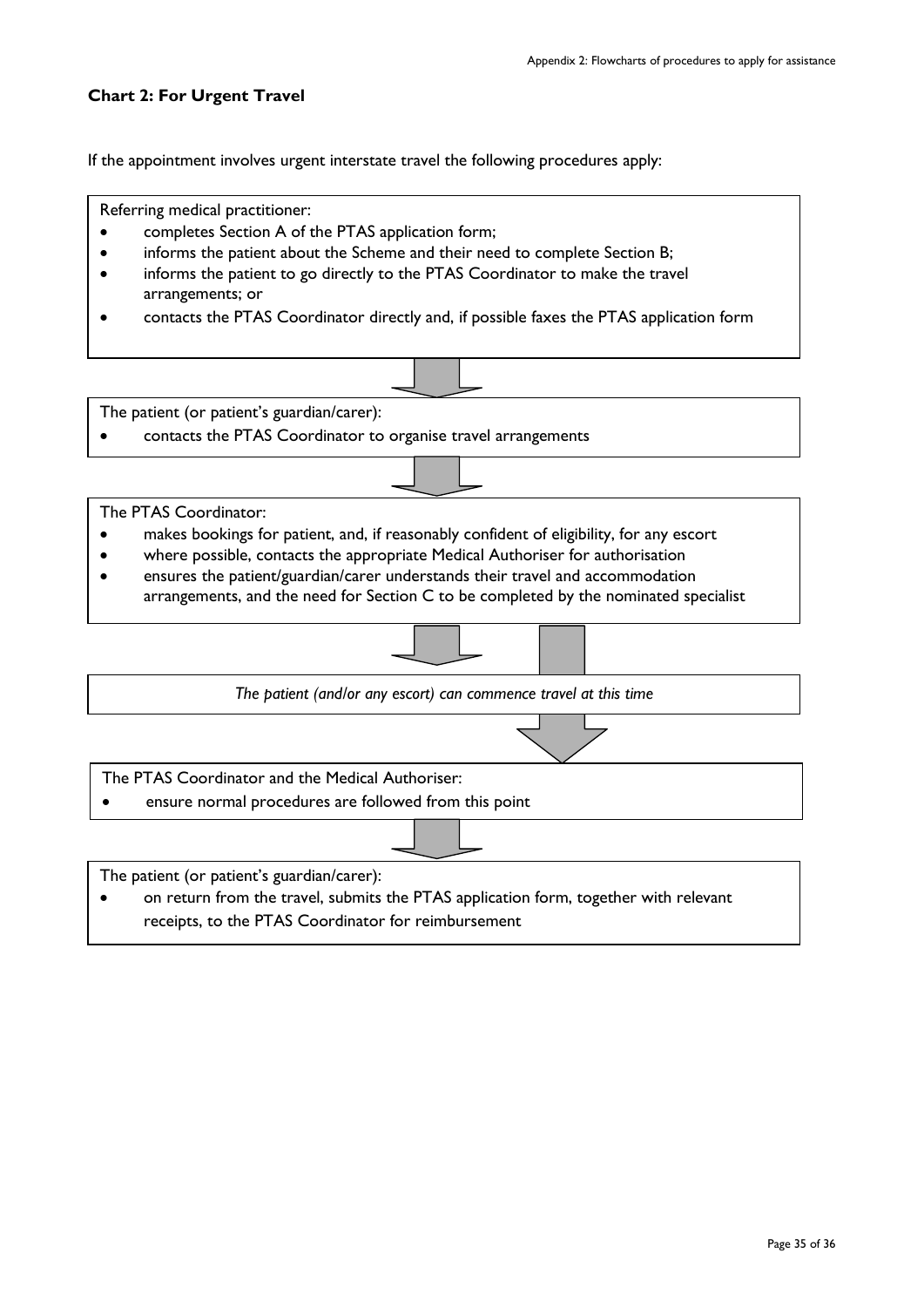### Chart 2: For Urgent Travel

If the appointment involves urgent interstate travel the following procedures apply:

Referring medical practitioner:

- completes Section A of the PTAS application form;
- informs the patient about the Scheme and their need to complete Section B;
- informs the patient to go directly to the PTAS Coordinator to make the travel arrangements; or
- contacts the PTAS Coordinator directly and, if possible faxes the PTAS application form

↓

The patient (or patient's guardian/carer):

- contacts the PTAS Coordinator to organise travel arrangements

↓

The PTAS Coordinator:

- makes bookings for patient, and, if reasonably confident of eligibility, for any escort
- where possible, contacts the appropriate Medical Authoriser for authorisation
- ensures the patient/guardian/carer understands their travel and accommodation arrangements, and the need for Section C to be completed by the nominated specialist

↓

*The patient (and/or any escort) can commence travel at this time*

↓

The PTAS Coordinator and the Medical Authoriser:

- ensure normal procedures are followed from this point

↓

The patient (or patient's guardian/carer):

- on return from the travel, submits the PTAS application form, together with relevant receipts, to the PTAS Coordinator for reimbursement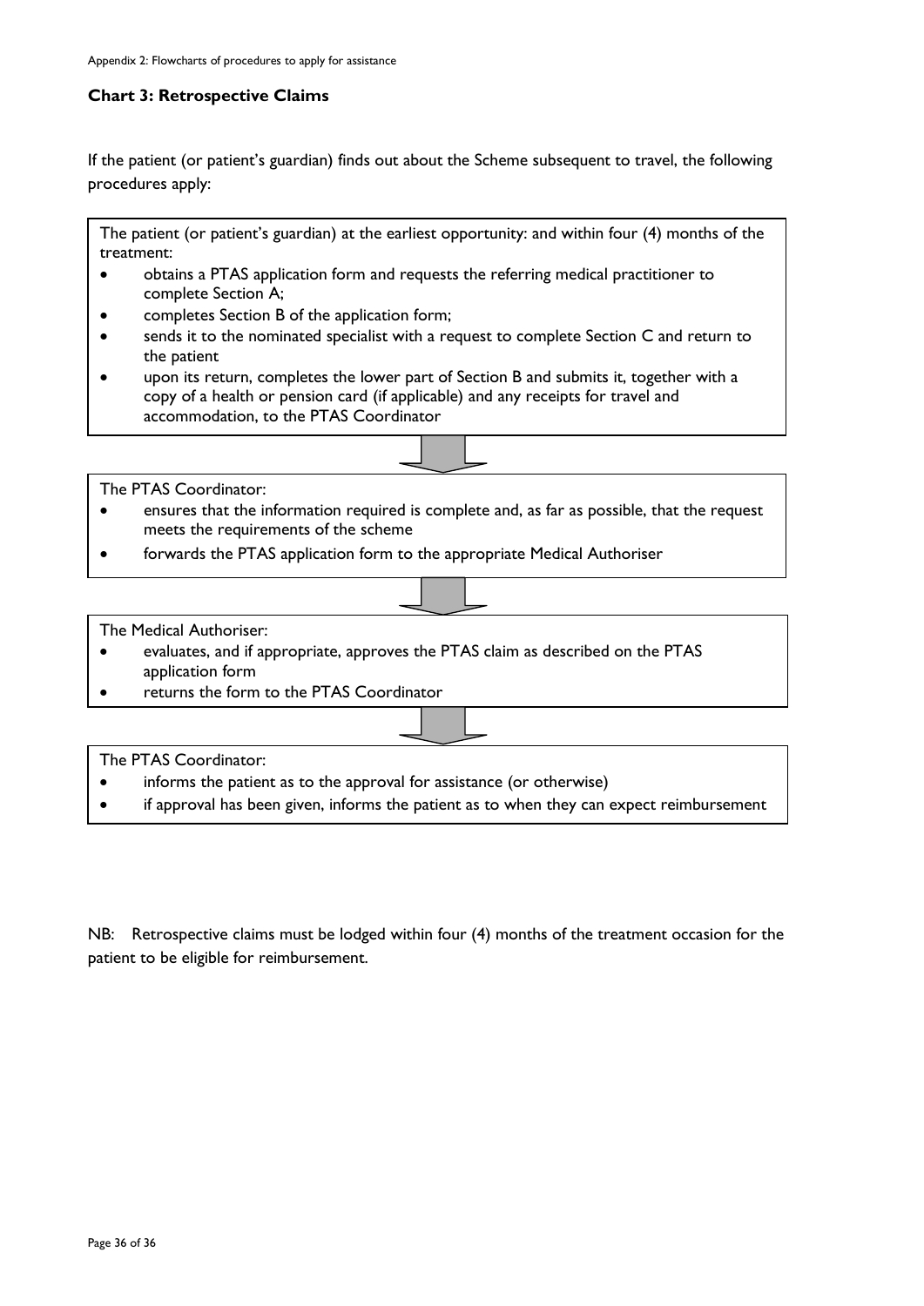**Chart 3: Retrospective Claims**

If the patient (or patient's guardian) finds out about the Scheme subsequent to travel, the following procedures apply:

The patient (or patient's guardian) at the earliest opportunity: and within four (4) months of the treatment:

- obtains a PTAS application form and requests the referring medical practitioner to complete Section A;
- completes Section B of the application form;
- sends it to the nominated specialist with a request to complete Section C and return to the patient
- upon its return, completes the lower part of Section B and submits it, together with a copy of a health or pension card (if applicable) and any receipts for travel and accommodation, to the PTAS Coordinator

↓

The PTAS Coordinator:

- ensures that the information required is complete and, as far as possible, that the request meets the requirements of the scheme
- forwards the PTAS application form to the appropriate Medical Authoriser

↓

The Medical Authoriser:

- evaluates, and if appropriate, approves the PTAS claim as described on the PTAS application form
- returns the form to the PTAS Coordinator

↓

The PTAS Coordinator:

- informs the patient as to the approval for assistance (or otherwise)
- if approval has been given, informs the patient as to when they can expect reimbursement

NB: Retrospective claims must be lodged within four (4) months of the treatment occasion for the patient to be eligible for reimbursement.